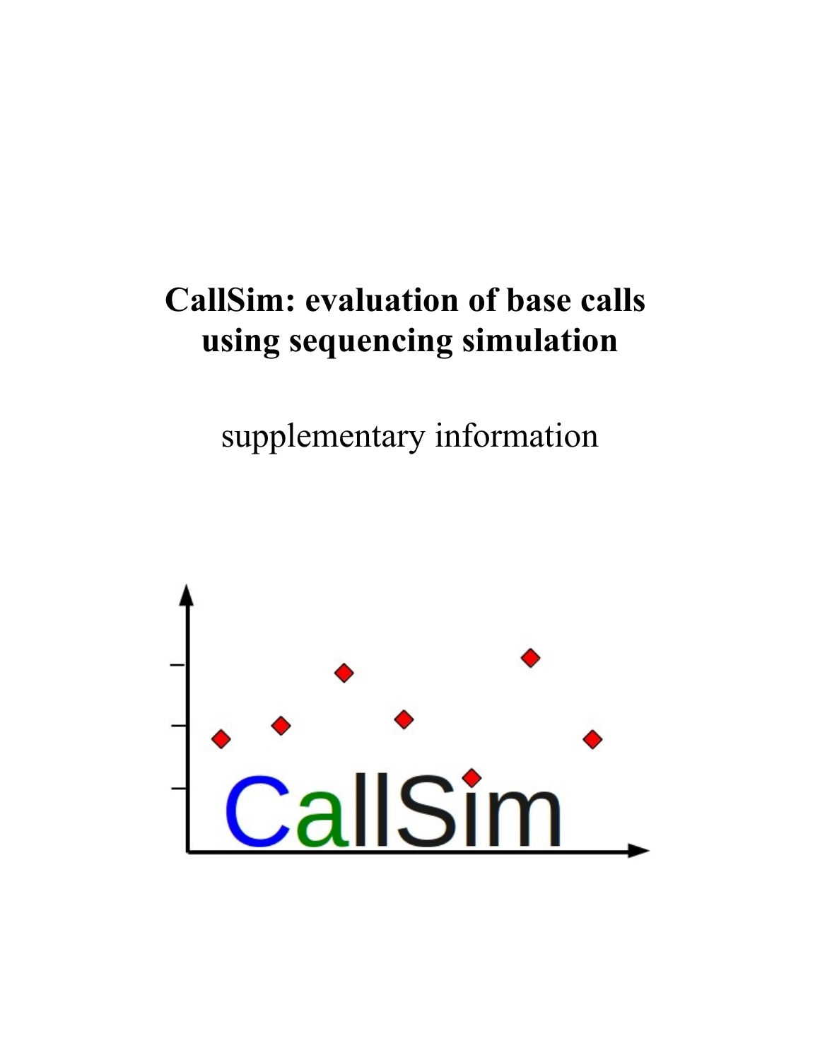# CallSim: evaluation of base calls using sequencing simulation

supplementary information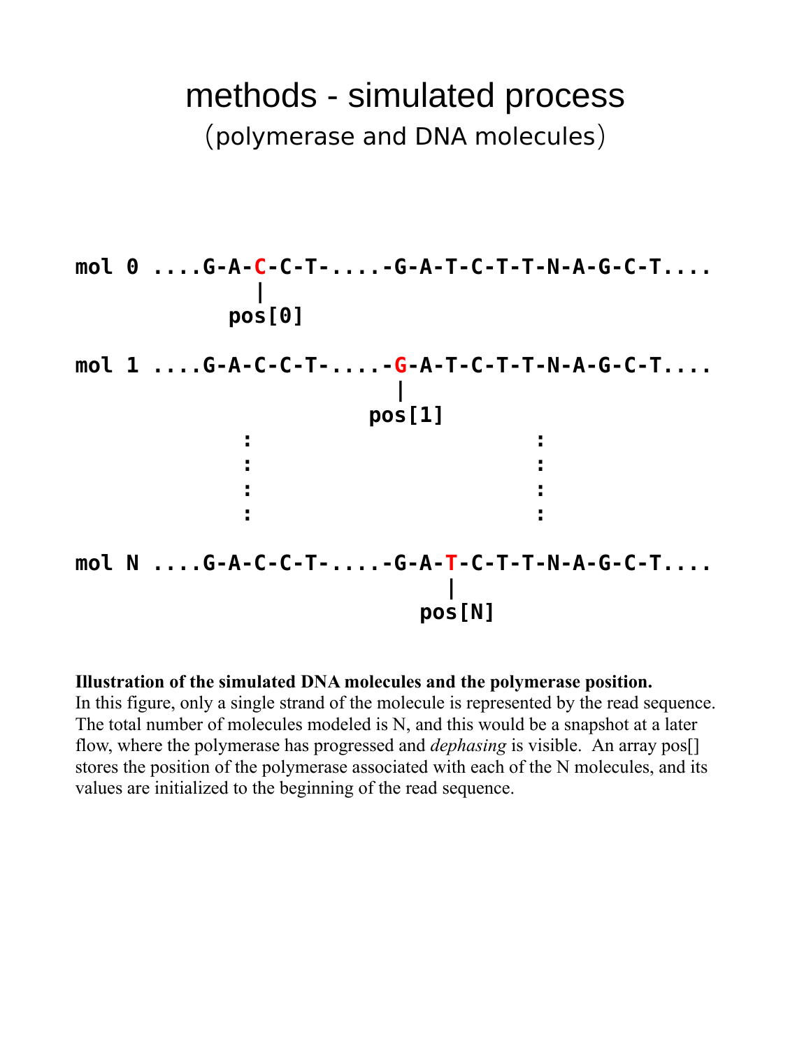# methods - simulated process

(polymerase and DNA molecules)

```
mol 0 ....G-A-C-C-T-.....-G-A-T-C-T-T-N-A-G-C-T....
              |
           pos[0]

mol 1 ....G-A-C-C-T-.....-G-A-T-C-T-T-N-A-G-C-T....
                           |
                        pos[1]
              :                      :
              :                      :
              :                      :
              :                      :

mol N ....G-A-C-C-T-.....-G-A-T-C-T-T-N-A-G-C-T....
                               |
                            pos[N]
```

**Illustration of the simulated DNA molecules and the polymerase position.**
In this figure, only a single strand of the molecule is represented by the read sequence. The total number of molecules modeled is N, and this would be a snapshot at a later flow, where the polymerase has progressed and *dephasing* is visible. An array pos[] stores the position of the polymerase associated with each of the N molecules, and its values are initialized to the beginning of the read sequence.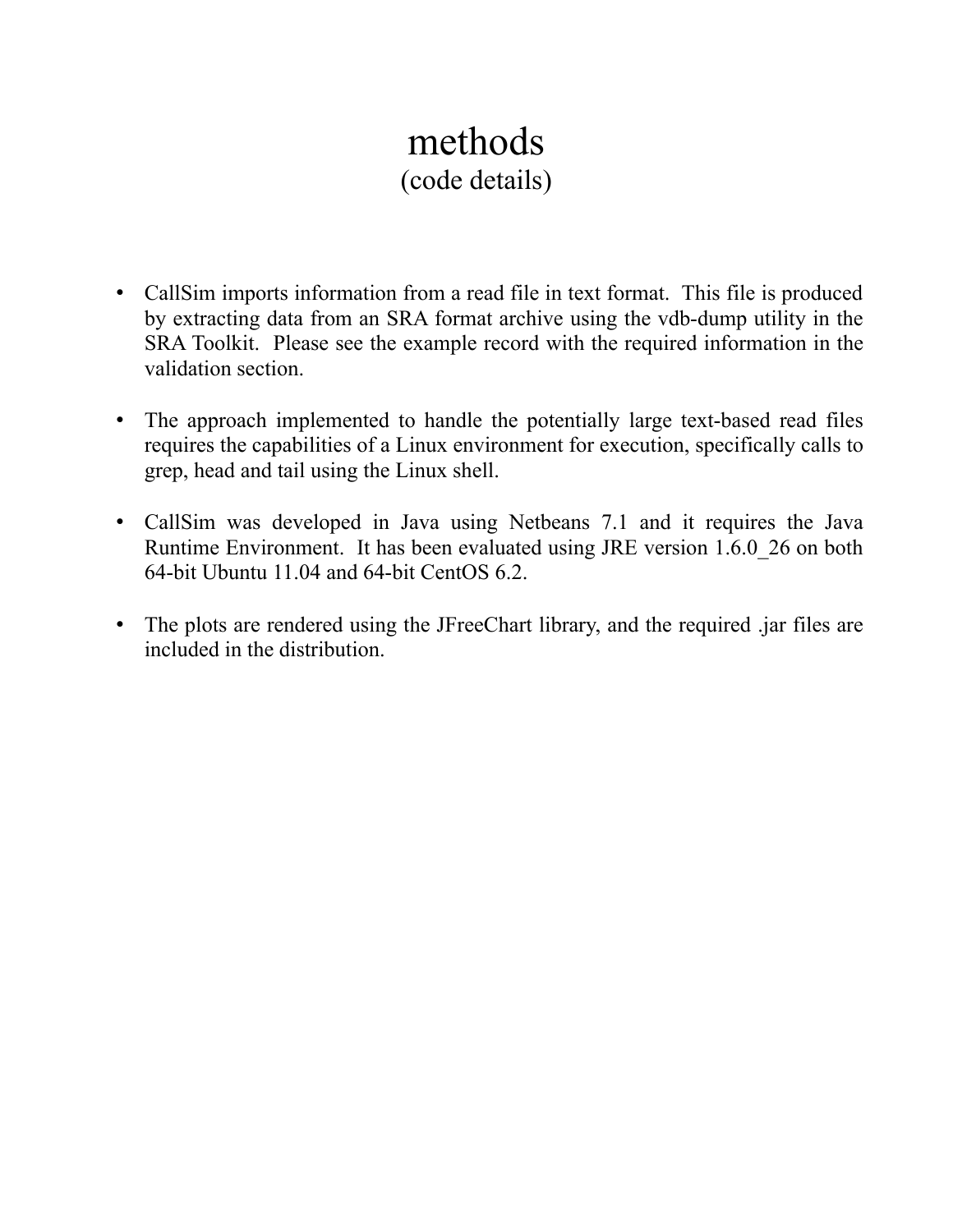# methods

## (code details)

- CallSim imports information from a read file in text format. This file is produced by extracting data from an SRA format archive using the vdb-dump utility in the SRA Toolkit. Please see the example record with the required information in the validation section.

- The approach implemented to handle the potentially large text-based read files requires the capabilities of a Linux environment for execution, specifically calls to grep, head and tail using the Linux shell.

- CallSim was developed in Java using Netbeans 7.1 and it requires the Java Runtime Environment. It has been evaluated using JRE version 1.6.0_26 on both 64-bit Ubuntu 11.04 and 64-bit CentOS 6.2.

- The plots are rendered using the JFreeChart library, and the required .jar files are included in the distribution.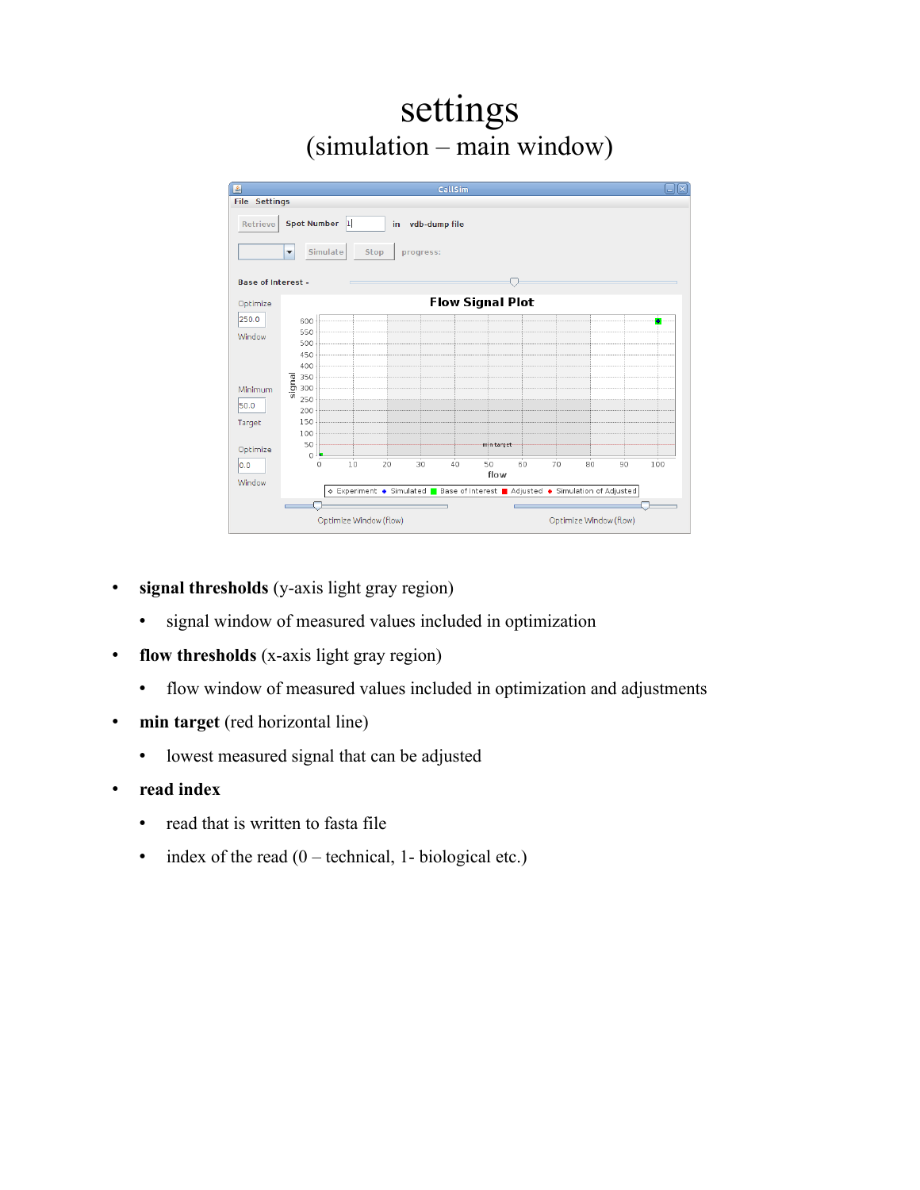# settings

## (simulation – main window)

- **signal thresholds** (y-axis light gray region)
  - signal window of measured values included in optimization
- **flow thresholds** (x-axis light gray region)
  - flow window of measured values included in optimization and adjustments
- **min target** (red horizontal line)
  - lowest measured signal that can be adjusted
- **read index**
  - read that is written to fasta file
  - index of the read (0 – technical, 1- biological etc.)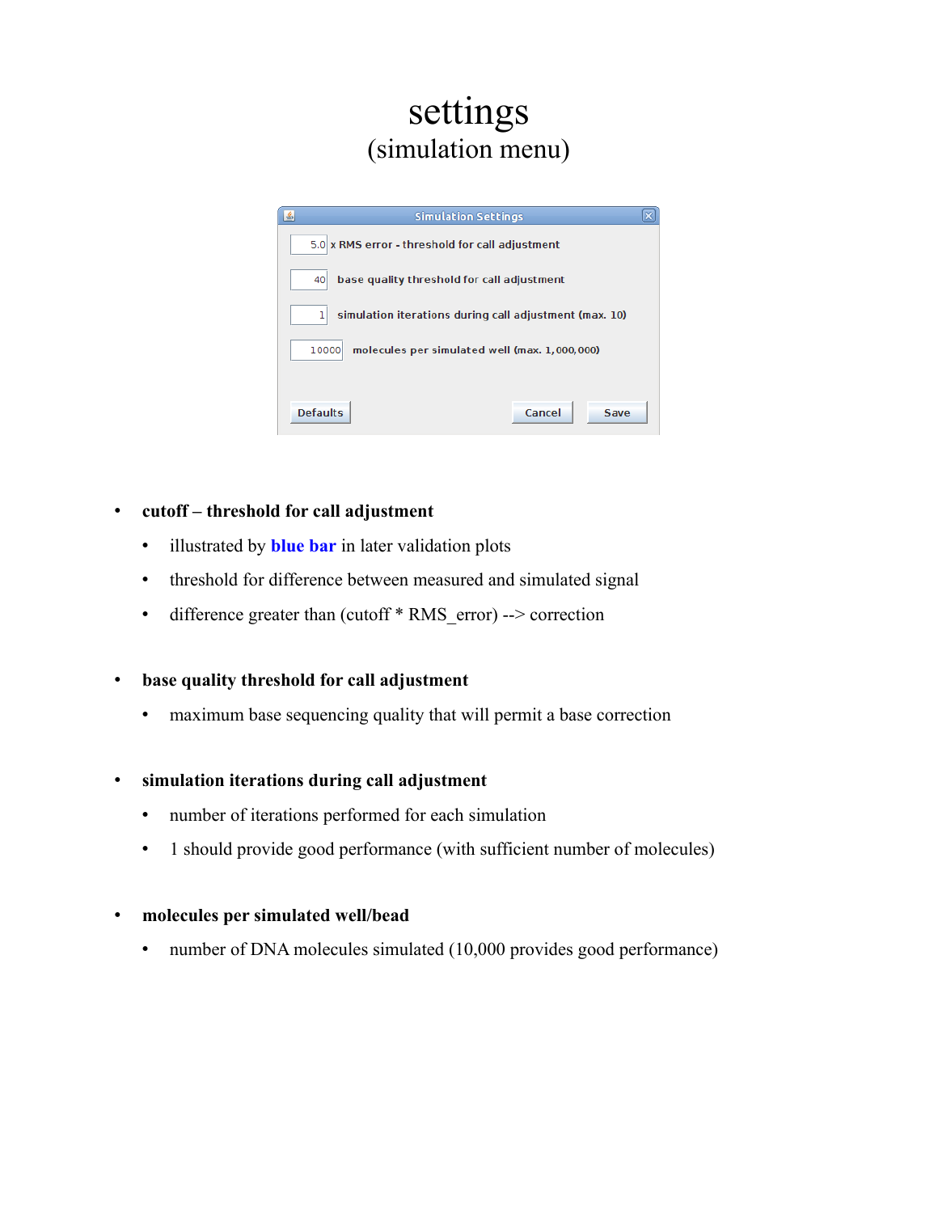# settings
## (simulation menu)

Simulation Settings

- 5.0 x RMS error - threshold for call adjustment
- 40 base quality threshold for call adjustment
- 1 simulation iterations during call adjustment (max. 10)
- 10000 molecules per simulated well (max. 1,000,000)

Defaults | Cancel | Save

- **cutoff – threshold for call adjustment**
  - illustrated by **blue bar** in later validation plots
  - threshold for difference between measured and simulated signal
  - difference greater than (cutoff * RMS_error) --> correction

- **base quality threshold for call adjustment**
  - maximum base sequencing quality that will permit a base correction

- **simulation iterations during call adjustment**
  - number of iterations performed for each simulation
  - 1 should provide good performance (with sufficient number of molecules)

- **molecules per simulated well/bead**
  - number of DNA molecules simulated (10,000 provides good performance)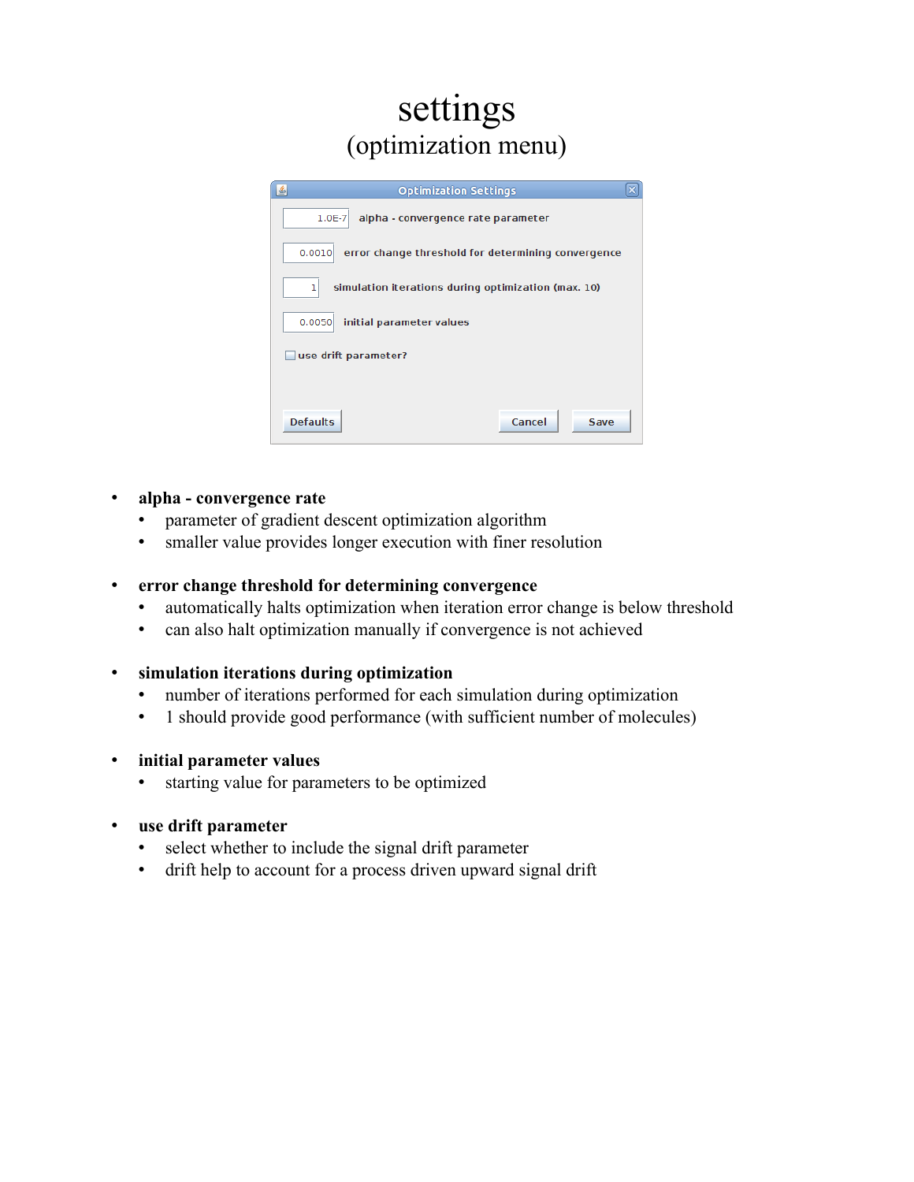# settings
## (optimization menu)

**Optimization Settings**

| | |
|---|---|
| 1.0E-7 | alpha - convergence rate parameter |
| 0.0010 | error change threshold for determining convergence |
| 1 | simulation iterations during optimization (max. 10) |
| 0.0050 | initial parameter values |

☐ use drift parameter?

Defaults | Cancel | Save

- **alpha - convergence rate**
  - parameter of gradient descent optimization algorithm
  - smaller value provides longer execution with finer resolution
- **error change threshold for determining convergence**
  - automatically halts optimization when iteration error change is below threshold
  - can also halt optimization manually if convergence is not achieved
- **simulation iterations during optimization**
  - number of iterations performed for each simulation during optimization
  - 1 should provide good performance (with sufficient number of molecules)
- **initial parameter values**
  - starting value for parameters to be optimized
- **use drift parameter**
  - select whether to include the signal drift parameter
  - drift help to account for a process driven upward signal drift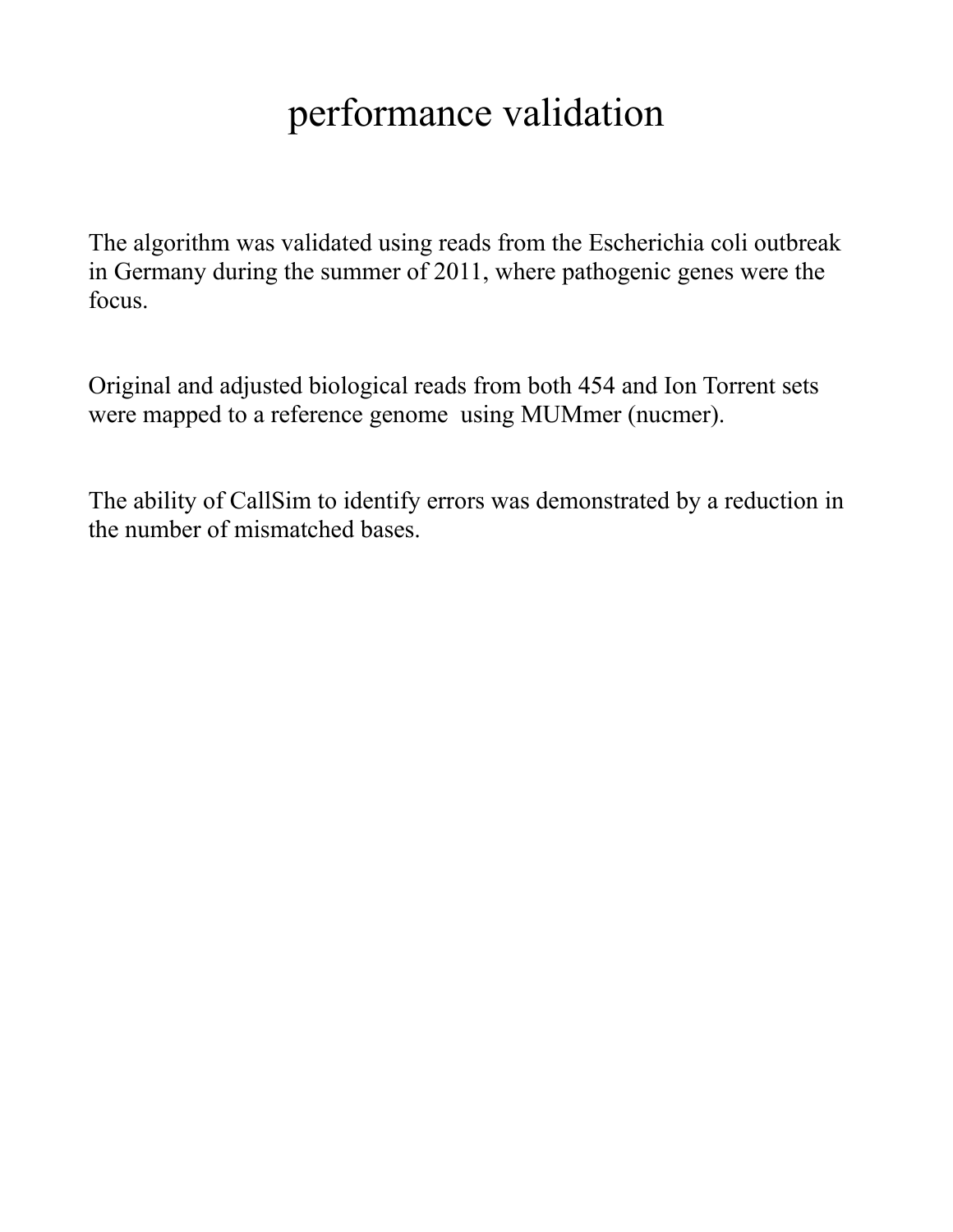# performance validation

The algorithm was validated using reads from the Escherichia coli outbreak in Germany during the summer of 2011, where pathogenic genes were the focus.

Original and adjusted biological reads from both 454 and Ion Torrent sets were mapped to a reference genome using MUMmer (nucmer).

The ability of CallSim to identify errors was demonstrated by a reduction in the number of mismatched bases.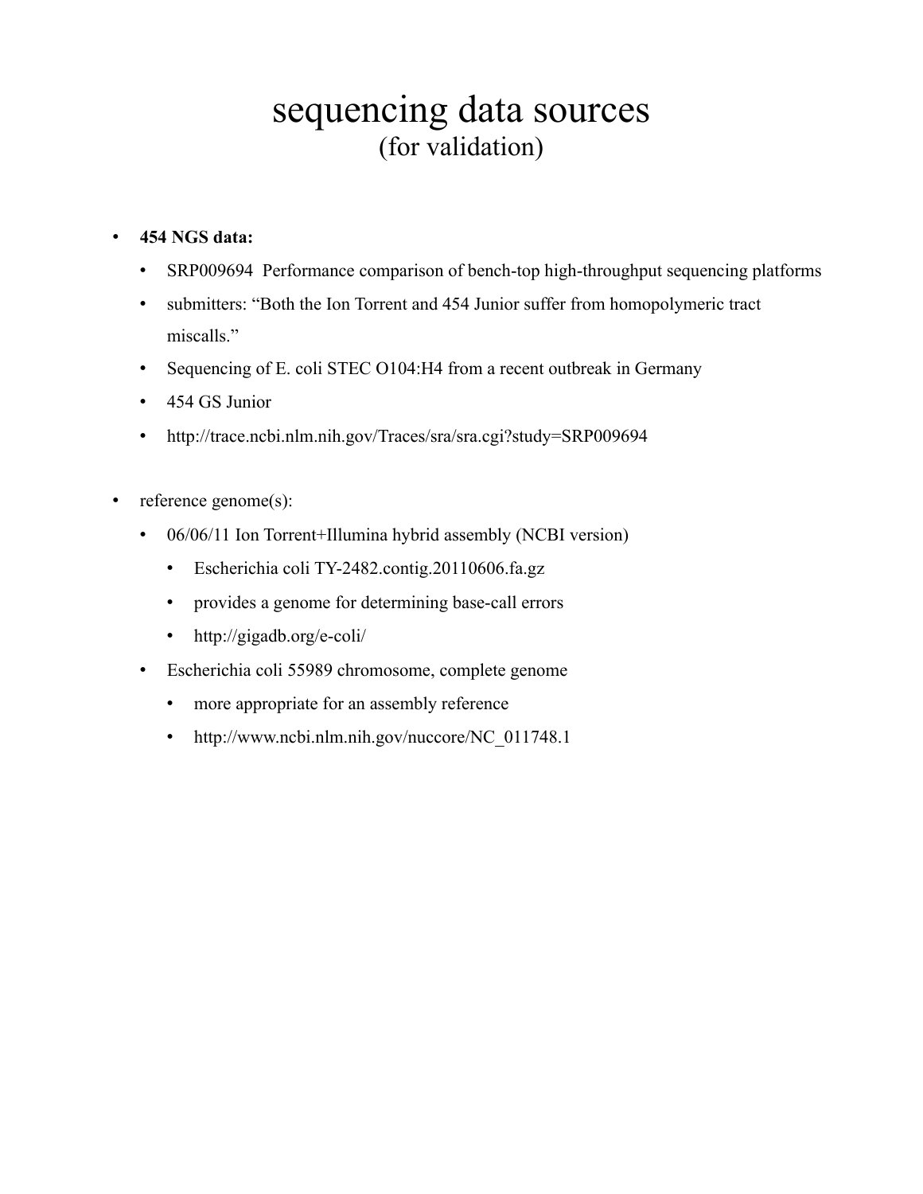# sequencing data sources
## (for validation)

- **454 NGS data:**
  - SRP009694 Performance comparison of bench-top high-throughput sequencing platforms
  - submitters: “Both the Ion Torrent and 454 Junior suffer from homopolymeric tract miscalls.”
  - Sequencing of E. coli STEC O104:H4 from a recent outbreak in Germany
  - 454 GS Junior
  - http://trace.ncbi.nlm.nih.gov/Traces/sra/sra.cgi?study=SRP009694

- reference genome(s):
  - 06/06/11 Ion Torrent+Illumina hybrid assembly (NCBI version)
    - Escherichia coli TY-2482.contig.20110606.fa.gz
    - provides a genome for determining base-call errors
    - http://gigadb.org/e-coli/
  - Escherichia coli 55989 chromosome, complete genome
    - more appropriate for an assembly reference
    - http://www.ncbi.nlm.nih.gov/nuccore/NC_011748.1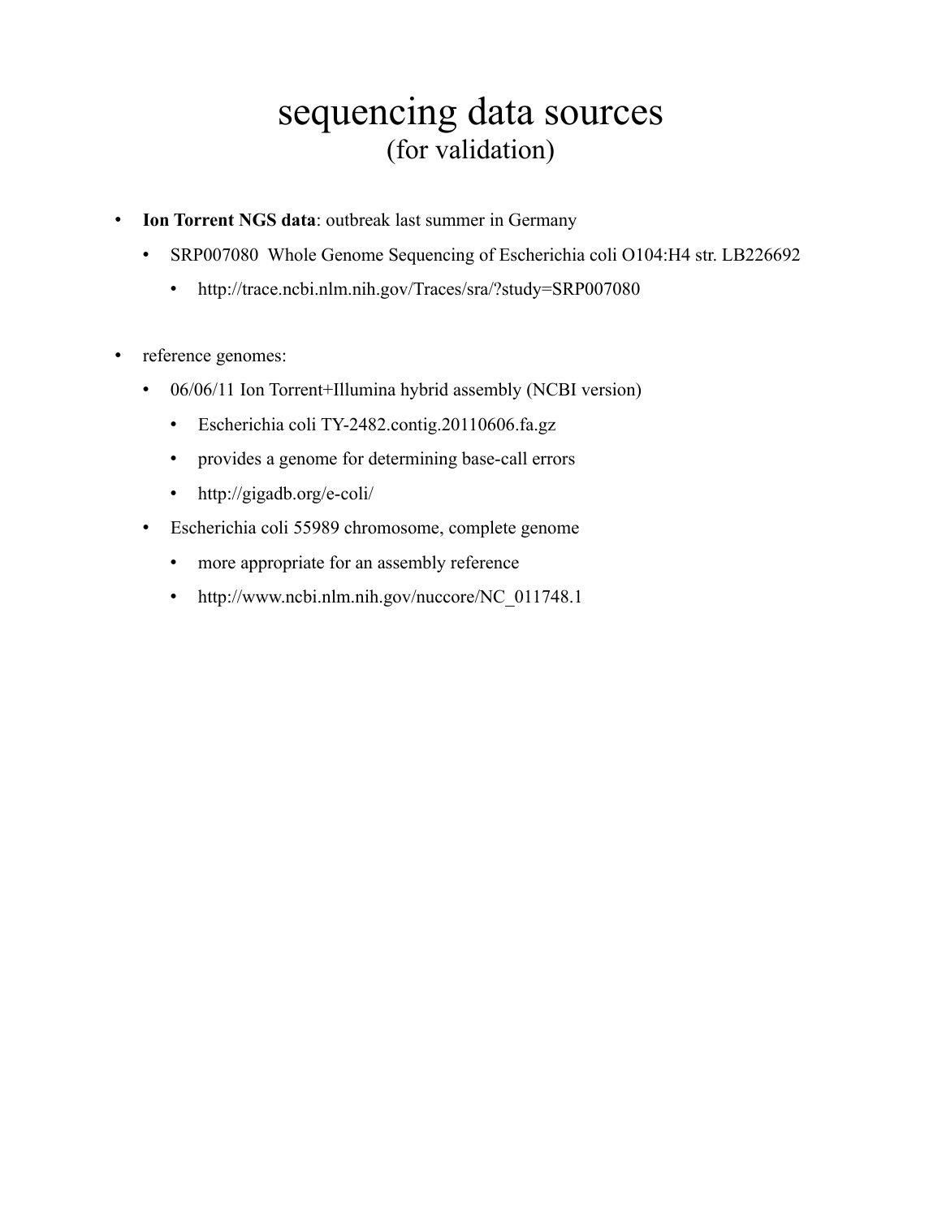# sequencing data sources
## (for validation)

- **Ion Torrent NGS data**: outbreak last summer in Germany
  - SRP007080  Whole Genome Sequencing of Escherichia coli O104:H4 str. LB226692
    - http://trace.ncbi.nlm.nih.gov/Traces/sra/?study=SRP007080

- reference genomes:
  - 06/06/11 Ion Torrent+Illumina hybrid assembly (NCBI version)
    - Escherichia coli TY-2482.contig.20110606.fa.gz
    - provides a genome for determining base-call errors
    - http://gigadb.org/e-coli/
  - Escherichia coli 55989 chromosome, complete genome
    - more appropriate for an assembly reference
    - http://www.ncbi.nlm.nih.gov/nuccore/NC_011748.1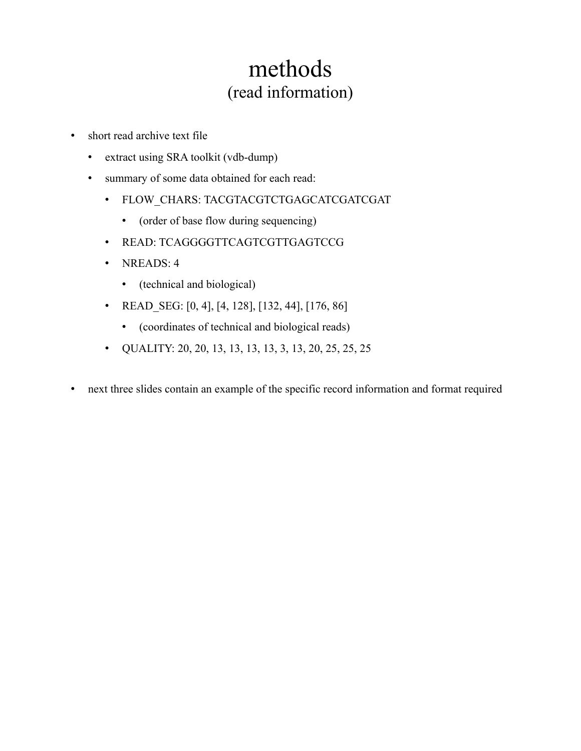# methods
## (read information)

- short read archive text file
  - extract using SRA toolkit (vdb-dump)
  - summary of some data obtained for each read:
    - FLOW_CHARS: TACGTACGTCTGAGCATCGATCGAT
      - (order of base flow during sequencing)
    - READ: TCAGGGGTTCAGTCGTTGAGTCCG
    - NREADS: 4
      - (technical and biological)
    - READ_SEG: [0, 4], [4, 128], [132, 44], [176, 86]
      - (coordinates of technical and biological reads)
    - QUALITY: 20, 20, 13, 13, 13, 13, 3, 13, 20, 25, 25, 25

- next three slides contain an example of the specific record information and format required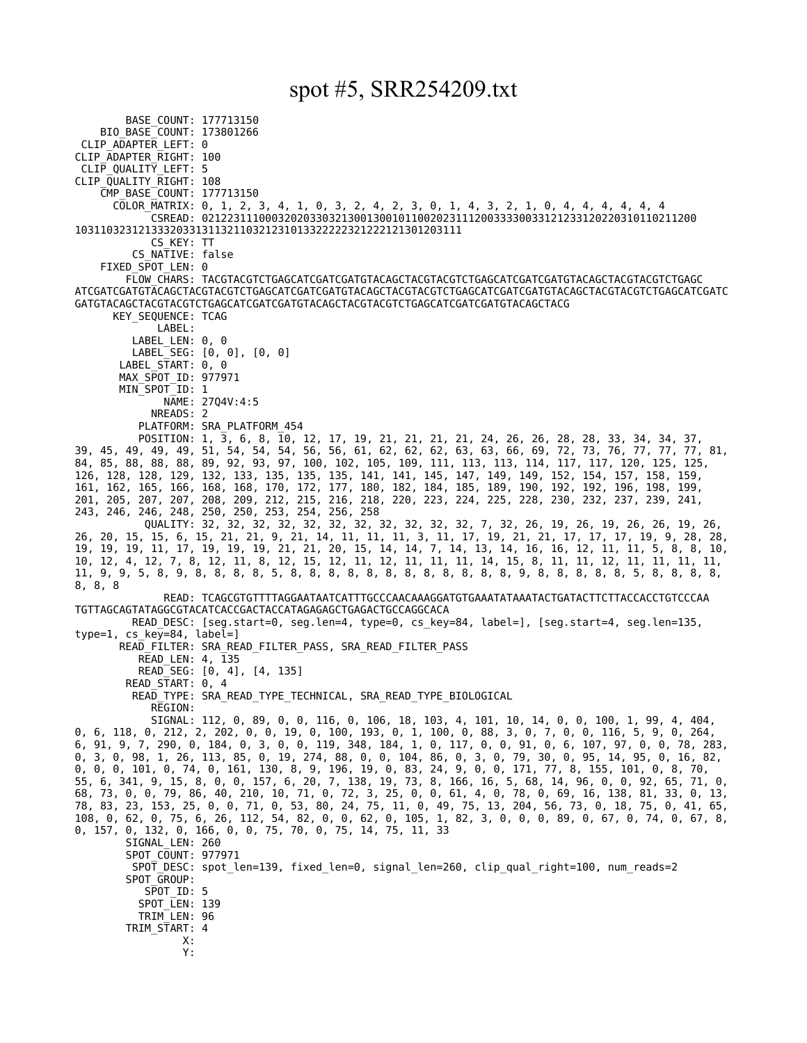# spot #5, SRR254209.txt

```
        BASE_COUNT: 177713150
    BIO_BASE_COUNT: 173801266
 CLIP_ADAPTER_LEFT: 0
CLIP_ADAPTER_RIGHT: 100
 CLIP_QUALITY_LEFT: 5
CLIP_QUALITY_RIGHT: 108
    CMP_BASE_COUNT: 177713150
      COLOR_MATRIX: 0, 1, 2, 3, 4, 1, 0, 3, 2, 4, 2, 3, 0, 1, 4, 3, 2, 1, 0, 4, 4, 4, 4, 4, 4
            CSREAD: 0212231110003202033032130013001001011002023111200333300331212331202203101102112001
031103231213332033131132110321231013322222321222121301203111
            CS_KEY: TT
         CS_NATIVE: false
    FIXED_SPOT_LEN: 0
        FLOW_CHARS: TACGTACGTCTGAGCATCGATCGATGTACAGCTACGTACGTCTGAGCATCGATCGATGTACAGCTACGTACGTCTGAGC
ATCGATCGATGTACAGCTACGTACGTCTGAGCATCGATCGATGTACAGCTACGTACGTCTGAGCATCGATCGATGTACAGCTACGTACGTCTGAGCATCGATCGATC
GATGTACAGCTACGTACGTCTGAGCATCGATCGATGTACAGCTACGTACGTCTGAGCATCGATCGATGTACAGCTACG
      KEY_SEQUENCE: TCAG
             LABEL:
         LABEL_LEN: 0, 0
         LABEL_SEG: [0, 0], [0, 0]
       LABEL_START: 0, 0
       MAX_SPOT_ID: 977971
       MIN_SPOT_ID: 1
              NAME: 27Q4V:4:5
            NREADS: 2
          PLATFORM: SRA_PLATFORM_454
          POSITION: 1, 3, 6, 8, 10, 12, 17, 19, 21, 21, 21, 21, 24, 26, 26, 28, 28, 33, 34, 34, 37,
39, 45, 49, 49, 49, 51, 54, 54, 54, 56, 56, 61, 62, 62, 62, 63, 63, 66, 69, 72, 73, 76, 77, 77, 77, 81,
84, 85, 88, 88, 88, 89, 92, 93, 97, 100, 102, 105, 109, 111, 113, 113, 114, 117, 117, 120, 125, 125,
126, 128, 128, 129, 132, 133, 135, 135, 135, 141, 141, 145, 147, 149, 149, 152, 154, 157, 158, 159,
161, 162, 165, 166, 168, 168, 170, 172, 177, 180, 182, 184, 185, 189, 190, 192, 192, 196, 198, 199,
201, 205, 207, 207, 208, 209, 212, 215, 216, 218, 220, 223, 224, 225, 228, 230, 232, 237, 239, 241,
243, 246, 246, 248, 250, 250, 253, 254, 256, 258
           QUALITY: 32, 32, 32, 32, 32, 32, 32, 32, 32, 32, 32, 7, 32, 26, 19, 26, 19, 26, 26, 19, 26,
26, 20, 15, 15, 6, 15, 21, 21, 9, 21, 14, 11, 11, 11, 3, 11, 17, 19, 21, 21, 17, 17, 17, 19, 9, 28, 28,
19, 19, 19, 11, 17, 19, 19, 19, 21, 21, 20, 15, 14, 14, 7, 14, 13, 14, 16, 16, 12, 11, 11, 5, 8, 8, 10,
10, 12, 4, 12, 7, 8, 12, 11, 8, 12, 15, 12, 11, 12, 11, 11, 11, 14, 15, 8, 11, 11, 12, 11, 11, 11, 11,
11, 9, 9, 5, 8, 9, 8, 8, 8, 8, 5, 8, 8, 8, 8, 8, 8, 8, 8, 8, 8, 8, 8, 9, 8, 8, 8, 8, 8, 5, 8, 8, 8, 8,
8, 8, 8
              READ: TCAGCGTGTTTTAGGAATAATCATTTGCCCAACAAAGGATGTGAAATATAAATACTGATACTTCTTACCACCTGTCCCAA
TGTTAGCAGTATAGGCGTACATCACCGACTACCATAGAGAGCTGAGACTGCCAGGCACA
         READ_DESC: [seg.start=0, seg.len=4, type=0, cs_key=84, label=], [seg.start=4, seg.len=135,
type=1, cs_key=84, label=]
       READ_FILTER: SRA_READ_FILTER_PASS, SRA_READ_FILTER_PASS
          READ_LEN: 4, 135
          READ_SEG: [0, 4], [4, 135]
        READ_START: 0, 4
         READ_TYPE: SRA_READ_TYPE_TECHNICAL, SRA_READ_TYPE_BIOLOGICAL
            REGION:
            SIGNAL: 112, 0, 89, 0, 0, 116, 0, 106, 18, 103, 4, 101, 10, 14, 0, 0, 100, 1, 99, 4, 404,
0, 6, 118, 0, 212, 2, 202, 0, 0, 19, 0, 100, 193, 0, 1, 100, 0, 88, 3, 0, 7, 0, 0, 116, 5, 9, 0, 264,
6, 91, 9, 7, 290, 0, 184, 0, 3, 0, 0, 119, 348, 184, 1, 0, 117, 0, 0, 91, 0, 6, 107, 97, 0, 0, 78, 283,
0, 3, 0, 98, 1, 26, 113, 85, 0, 19, 274, 88, 0, 0, 104, 86, 0, 3, 0, 79, 30, 0, 95, 14, 95, 0, 16, 82,
0, 0, 0, 101, 0, 74, 0, 161, 130, 8, 9, 196, 19, 0, 83, 24, 9, 0, 0, 171, 77, 8, 155, 101, 0, 8, 70,
55, 6, 341, 9, 15, 8, 0, 0, 157, 6, 20, 7, 138, 19, 73, 8, 166, 16, 5, 68, 14, 96, 0, 0, 92, 65, 71, 0,
68, 73, 0, 0, 79, 86, 40, 210, 10, 71, 0, 72, 3, 25, 0, 0, 61, 4, 0, 78, 0, 69, 16, 138, 81, 33, 0, 13,
78, 83, 23, 153, 25, 0, 0, 71, 0, 53, 80, 24, 75, 11, 0, 49, 75, 13, 204, 56, 73, 0, 18, 75, 0, 41, 65,
108, 0, 62, 0, 75, 6, 26, 112, 54, 82, 0, 0, 62, 0, 105, 1, 82, 3, 0, 0, 0, 89, 0, 67, 0, 74, 0, 67, 8,
0, 157, 0, 132, 0, 166, 0, 0, 75, 70, 0, 75, 14, 75, 11, 33
        SIGNAL_LEN: 260
        SPOT_COUNT: 977971
         SPOT_DESC: spot_len=139, fixed_len=0, signal_len=260, clip_qual_right=100, num_reads=2
        SPOT_GROUP:
           SPOT_ID: 5
          SPOT_LEN: 139
          TRIM_LEN: 96
        TRIM_START: 4
                 X:
                 Y:
```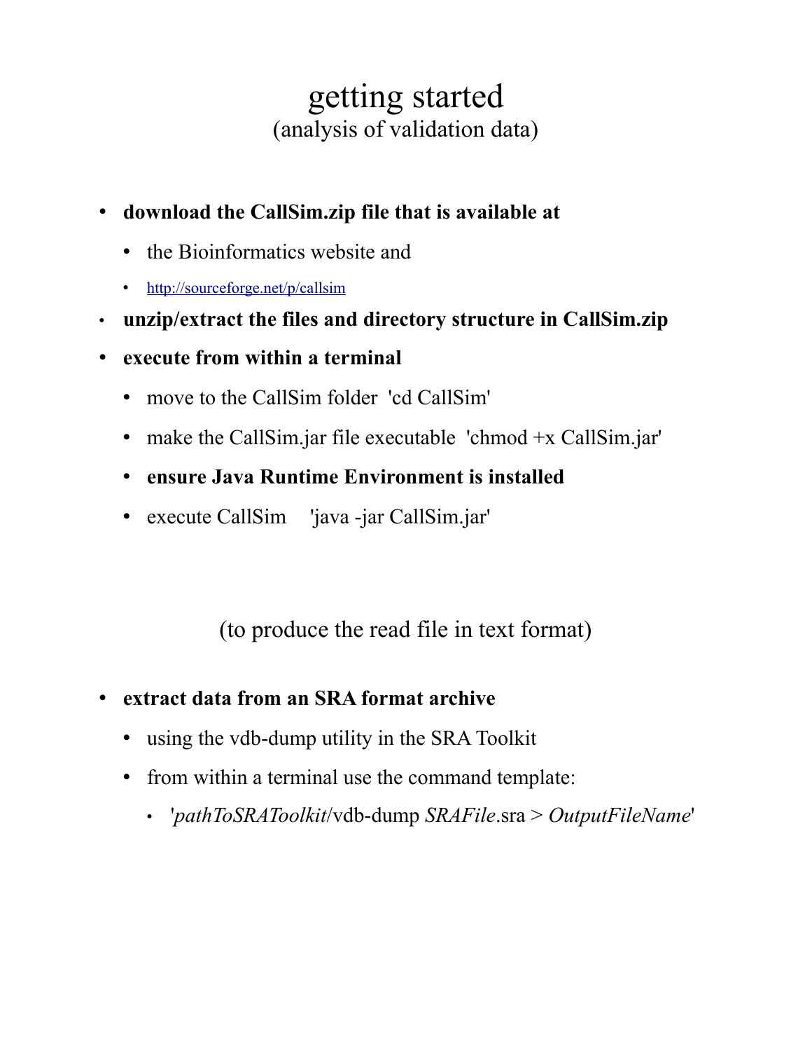# getting started

(analysis of validation data)

- **download the CallSim.zip file that is available at**
  - the Bioinformatics website and
  - [http://sourceforge.net/p/callsim](http://sourceforge.net/p/callsim)
- **unzip/extract the files and directory structure in CallSim.zip**
- **execute from within a terminal**
  - move to the CallSim folder 'cd CallSim'
  - make the CallSim.jar file executable 'chmod +x CallSim.jar'
  - **ensure Java Runtime Environment is installed**
  - execute CallSim 'java -jar CallSim.jar'

(to produce the read file in text format)

- **extract data from an SRA format archive**
  - using the vdb-dump utility in the SRA Toolkit
  - from within a terminal use the command template:
    - '*pathToSRAToolkit*/vdb-dump *SRAFile*.sra > *OutputFileName*'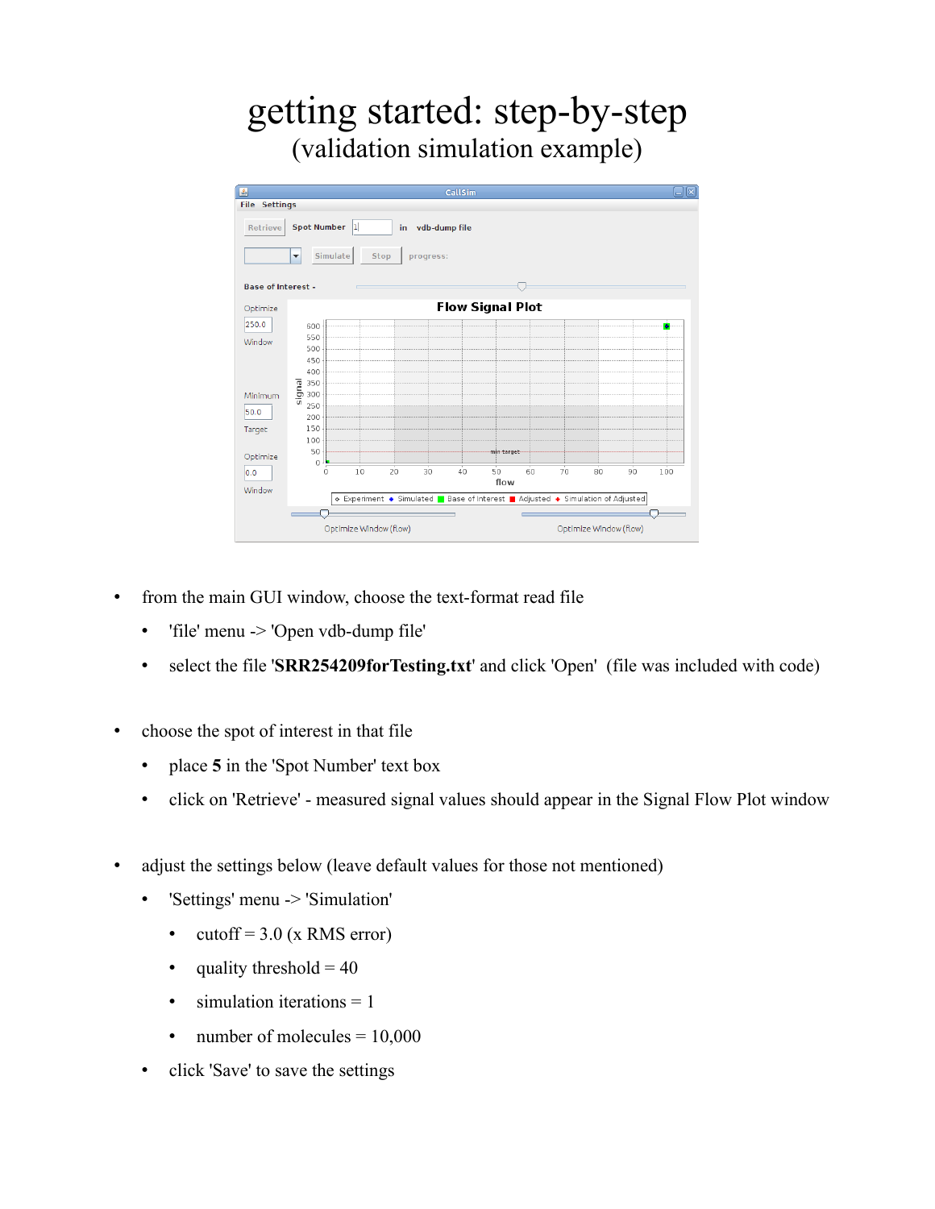# getting started: step-by-step

## (validation simulation example)

- from the main GUI window, choose the text-format read file
  - 'file' menu -> 'Open vdb-dump file'
  - select the file '**SRR254209forTesting.txt**' and click 'Open' (file was included with code)

- choose the spot of interest in that file
  - place **5** in the 'Spot Number' text box
  - click on 'Retrieve' - measured signal values should appear in the Signal Flow Plot window

- adjust the settings below (leave default values for those not mentioned)
  - 'Settings' menu -> 'Simulation'
    - cutoff = 3.0 (x RMS error)
    - quality threshold = 40
    - simulation iterations = 1
    - number of molecules = 10,000
  - click 'Save' to save the settings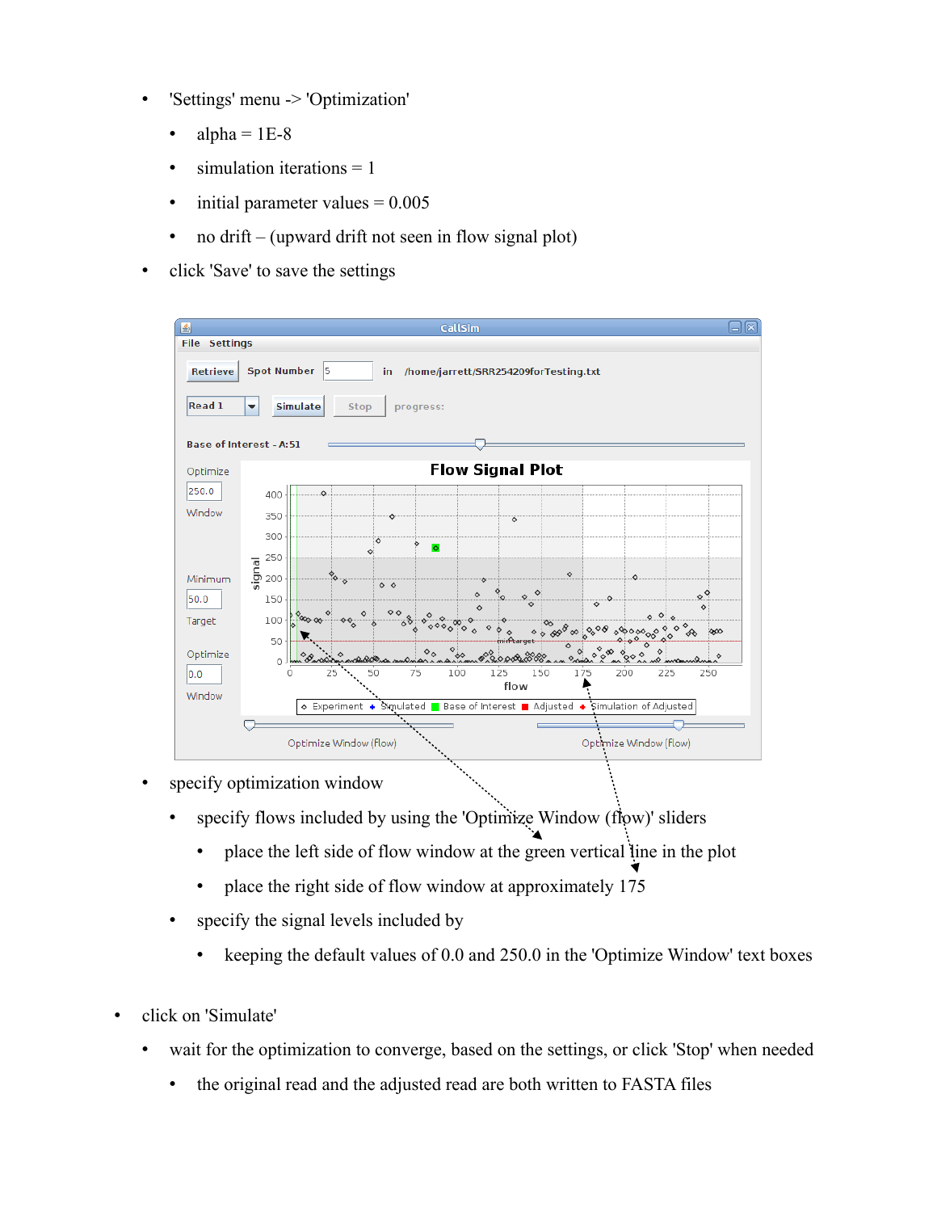- 'Settings' menu -> 'Optimization'
  - alpha = 1E-8
  - simulation iterations = 1
  - initial parameter values = 0.005
  - no drift – (upward drift not seen in flow signal plot)
- click 'Save' to save the settings

- specify optimization window
  - specify flows included by using the 'Optimize Window (flow)' sliders
    - place the left side of flow window at the green vertical line in the plot
    - place the right side of flow window at approximately 175
  - specify the signal levels included by
    - keeping the default values of 0.0 and 250.0 in the 'Optimize Window' text boxes

- click on 'Simulate'
  - wait for the optimization to converge, based on the settings, or click 'Stop' when needed
    - the original read and the adjusted read are both written to FASTA files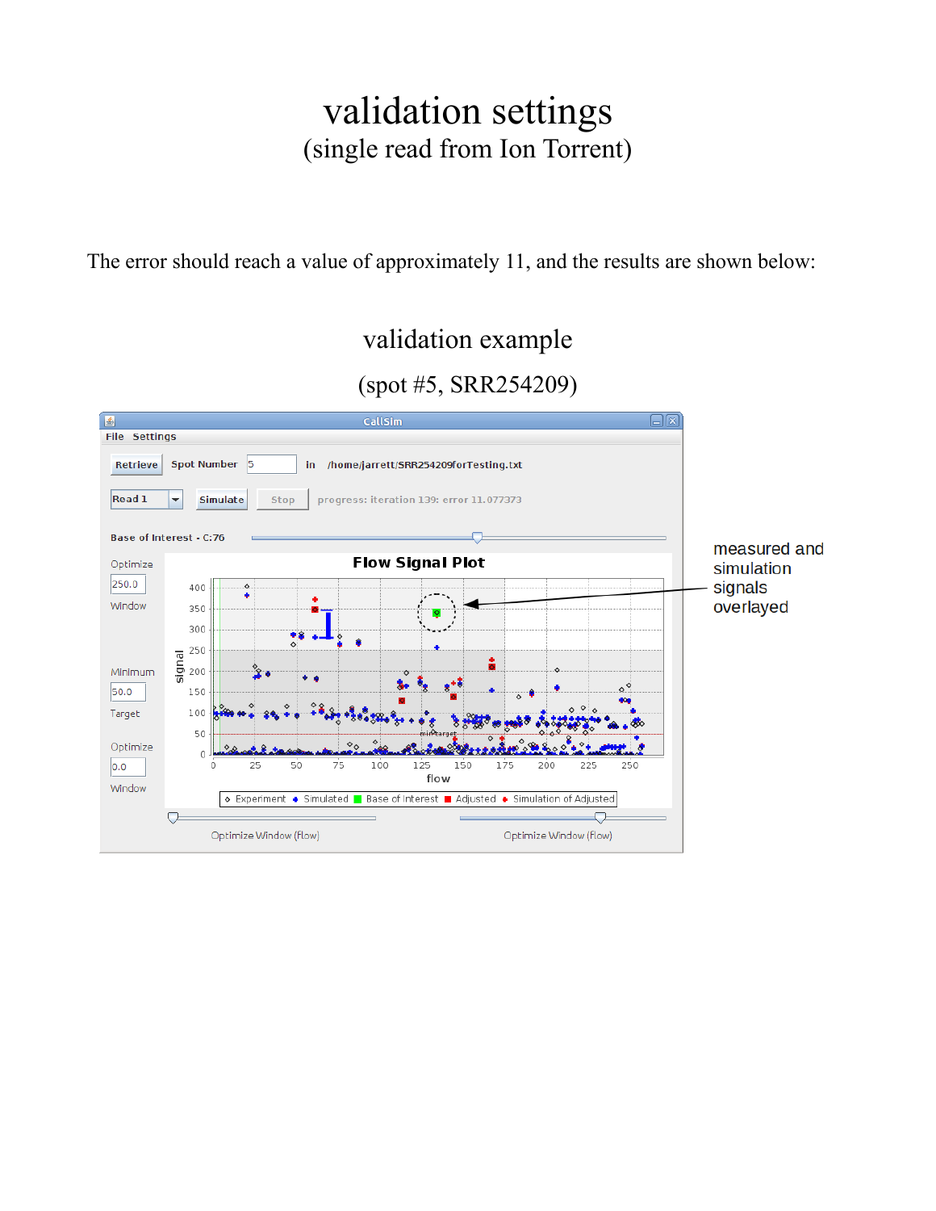# validation settings

## (single read from Ion Torrent)

The error should reach a value of approximately 11, and the results are shown below:

## validation example

## (spot #5, SRR254209)

measured and simulation signals overlayed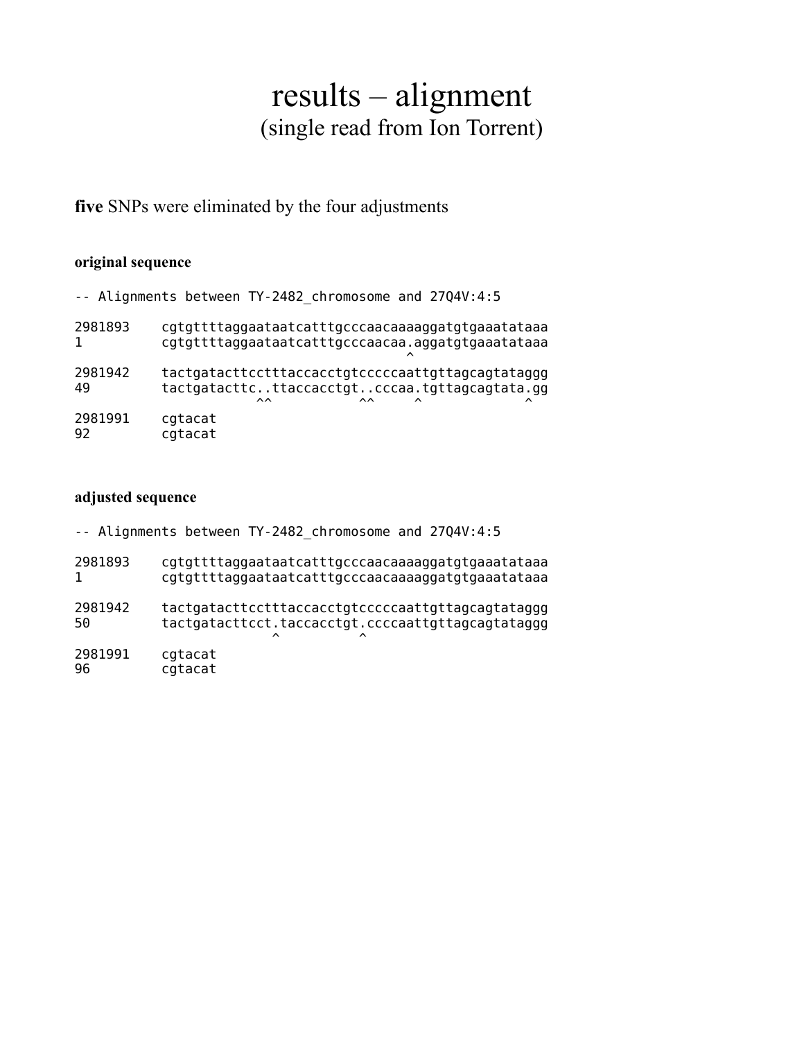# results – alignment
## (single read from Ion Torrent)

**five** SNPs were eliminated by the four adjustments

### original sequence

```
-- Alignments between TY-2482_chromosome and 27Q4V:4:5

2981893    cgtgttttaggaataatcatttgcccaacaaaaggatgtgaaatataaa
1          cgtgttttaggaataatcatttgcccaacaa.aggatgtgaaatataaa
                                          ^
2981942    tactgatacttcctttaccacctgtcccccaattgttagcagtataggg
49         tactgatacttc..ttaccacctgt..cccaa.tgttagcagtata.gg
                       ^^            ^^     ^              ^
2981991    cgtacat
92         cgtacat
```

### adjusted sequence

```
-- Alignments between TY-2482_chromosome and 27Q4V:4:5

2981893    cgtgttttaggaataatcatttgcccaacaaaaggatgtgaaatataaa
1          cgtgttttaggaataatcatttgcccaacaaaaggatgtgaaatataaa

2981942    tactgatacttcctttaccacctgtcccccaattgttagcagtataggg
50         tactgatacttcct.taccacctgt.ccccaattgttagcagtataggg
                         ^          ^
2981991    cgtacat
96         cgtacat
```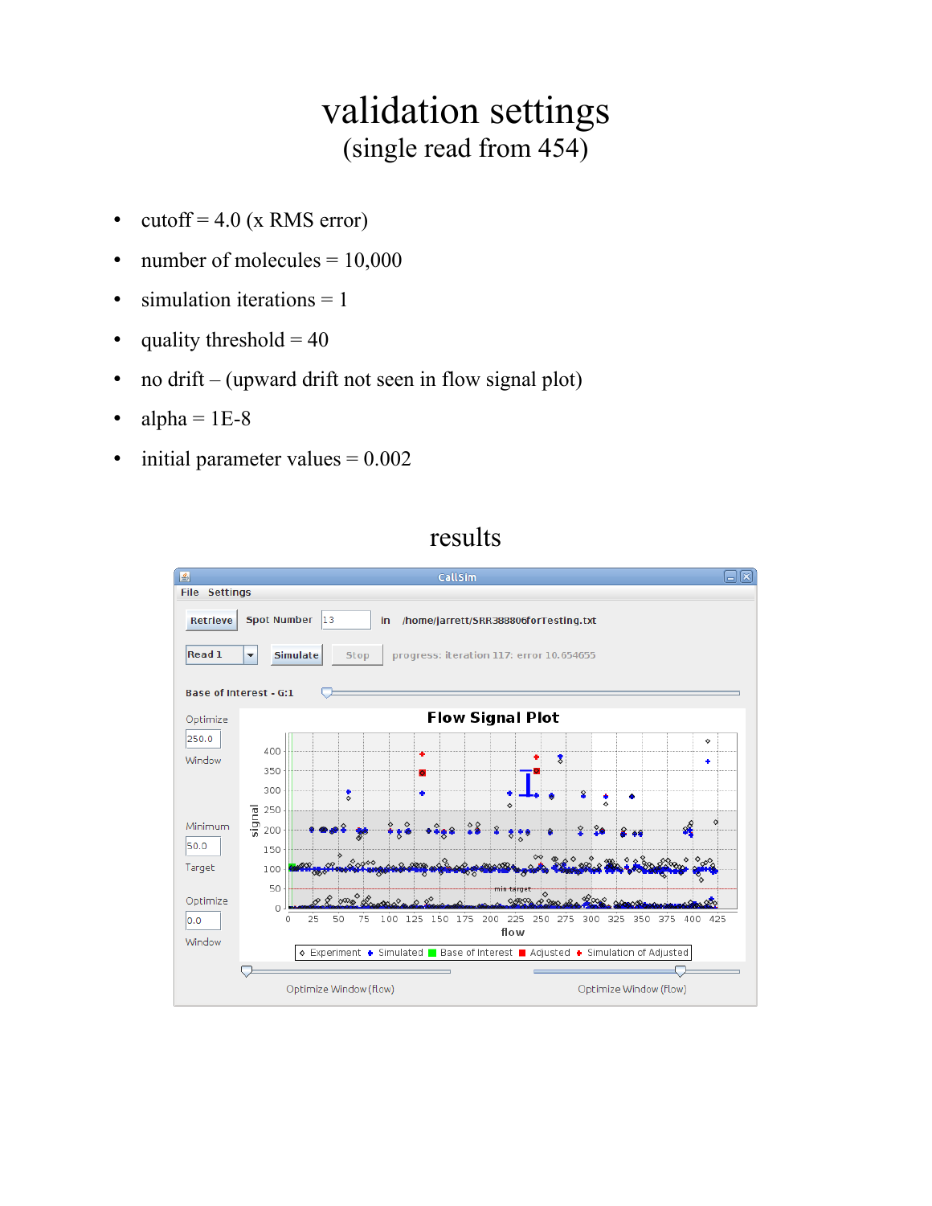# validation settings

(single read from 454)

- cutoff = 4.0 (x RMS error)
- number of molecules = 10,000
- simulation iterations = 1
- quality threshold = 40
- no drift – (upward drift not seen in flow signal plot)
- alpha = 1E-8
- initial parameter values = 0.002

## results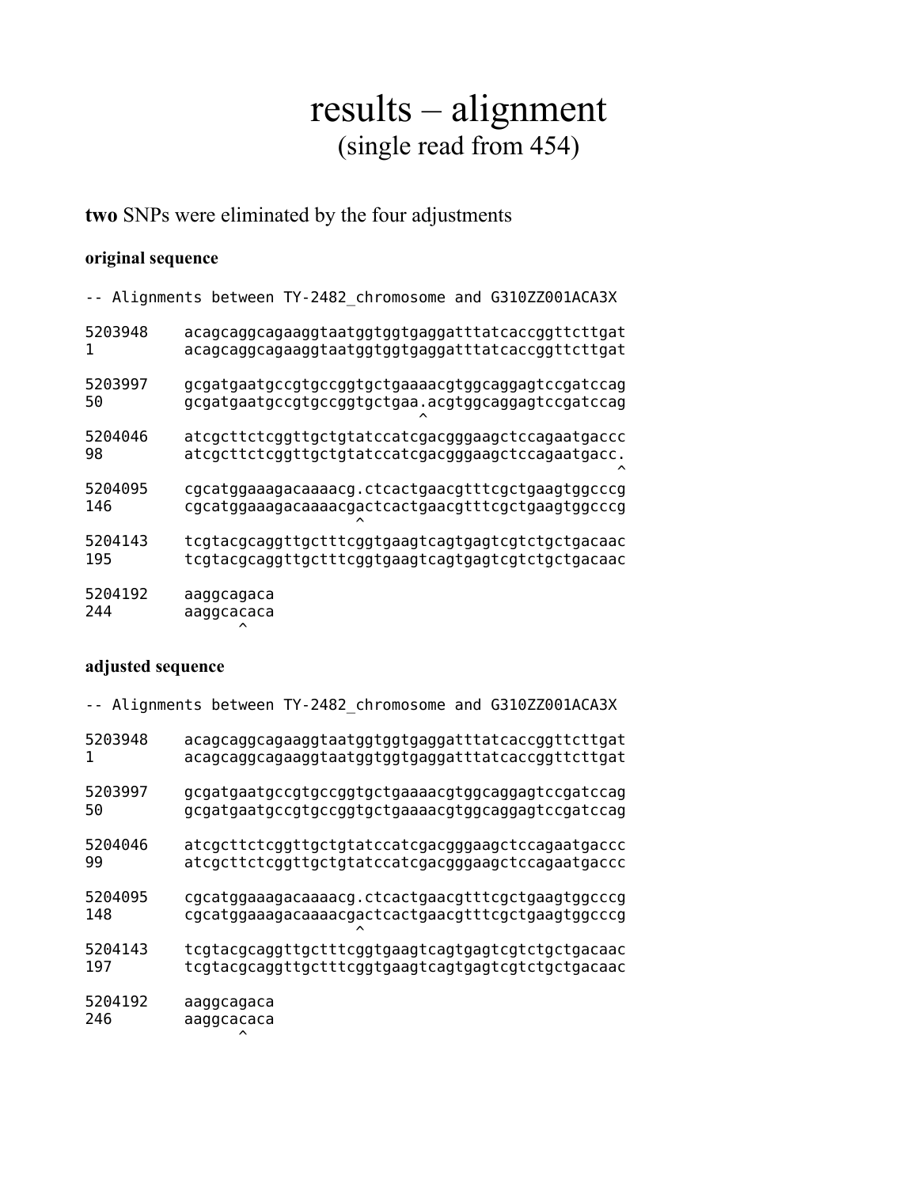# results – alignment
(single read from 454)

**two** SNPs were eliminated by the four adjustments

**original sequence**

```
-- Alignments between TY-2482_chromosome and G310ZZ001ACA3X

5203948    acagcaggcagaaggtaatggtggtgaggatttatcaccggttcttgat
1          acagcaggcagaaggtaatggtggtgaggatttatcaccggttcttgat

5203997    gcgatgaatgccgtgccggtgctgaaaacgtggcaggagtccgatccag
50         gcgatgaatgccgtgccggtgctgaa.acgtggcaggagtccgatccag
                                     ^
5204046    atcgcttctcggttgctgtatccatcgacgggaagctccagaatgaccc
98         atcgcttctcggttgctgtatccatcgacgggaagctccagaatgacc.
                                                           ^
5204095    cgcatggaaagacaaaacg.ctcactgaacgtttcgctgaagtggcccg
146        cgcatggaaagacaaaacgactcactgaacgtttcgctgaagtggcccg
                              ^
5204143    tcgtacgcaggttgctttcggtgaagtcagtgagtcgtctgctgacaac
195        tcgtacgcaggttgctttcggtgaagtcagtgagtcgtctgctgacaac

5204192    aaggcagaca
244        aaggcacaca
                 ^
```

**adjusted sequence**

```
-- Alignments between TY-2482_chromosome and G310ZZ001ACA3X

5203948    acagcaggcagaaggtaatggtggtgaggatttatcaccggttcttgat
1          acagcaggcagaaggtaatggtggtgaggatttatcaccggttcttgat

5203997    gcgatgaatgccgtgccggtgctgaaaacgtggcaggagtccgatccag
50         gcgatgaatgccgtgccggtgctgaaaacgtggcaggagtccgatccag

5204046    atcgcttctcggttgctgtatccatcgacgggaagctccagaatgaccc
99         atcgcttctcggttgctgtatccatcgacgggaagctccagaatgaccc

5204095    cgcatggaaagacaaaacg.ctcactgaacgtttcgctgaagtggcccg
148        cgcatggaaagacaaaacgactcactgaacgtttcgctgaagtggcccg
                              ^
5204143    tcgtacgcaggttgctttcggtgaagtcagtgagtcgtctgctgacaac
197        tcgtacgcaggttgctttcggtgaagtcagtgagtcgtctgctgacaac

5204192    aaggcagaca
246        aaggcacaca
                 ^
```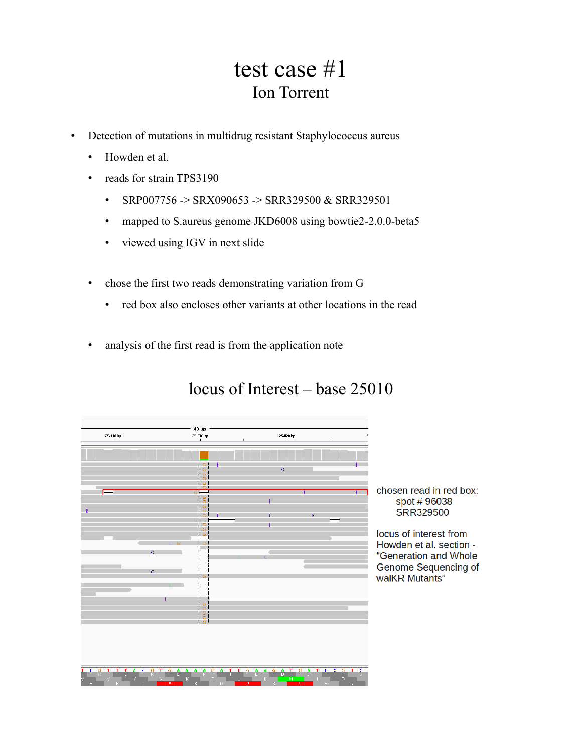# test case #1

## Ion Torrent

- Detection of mutations in multidrug resistant Staphylococcus aureus
  - Howden et al.
  - reads for strain TPS3190
    - SRP007756 -> SRX090653 -> SRR329500 & SRR329501
    - mapped to S.aureus genome JKD6008 using bowtie2-2.0.0-beta5
    - viewed using IGV in next slide
  - chose the first two reads demonstrating variation from G
    - red box also encloses other variants at other locations in the read
  - analysis of the first read is from the application note

## locus of Interest – base 25010

chosen read in red box:
spot # 96038
SRR329500

locus of interest from Howden et al. section - "Generation and Whole Genome Sequencing of walKR Mutants"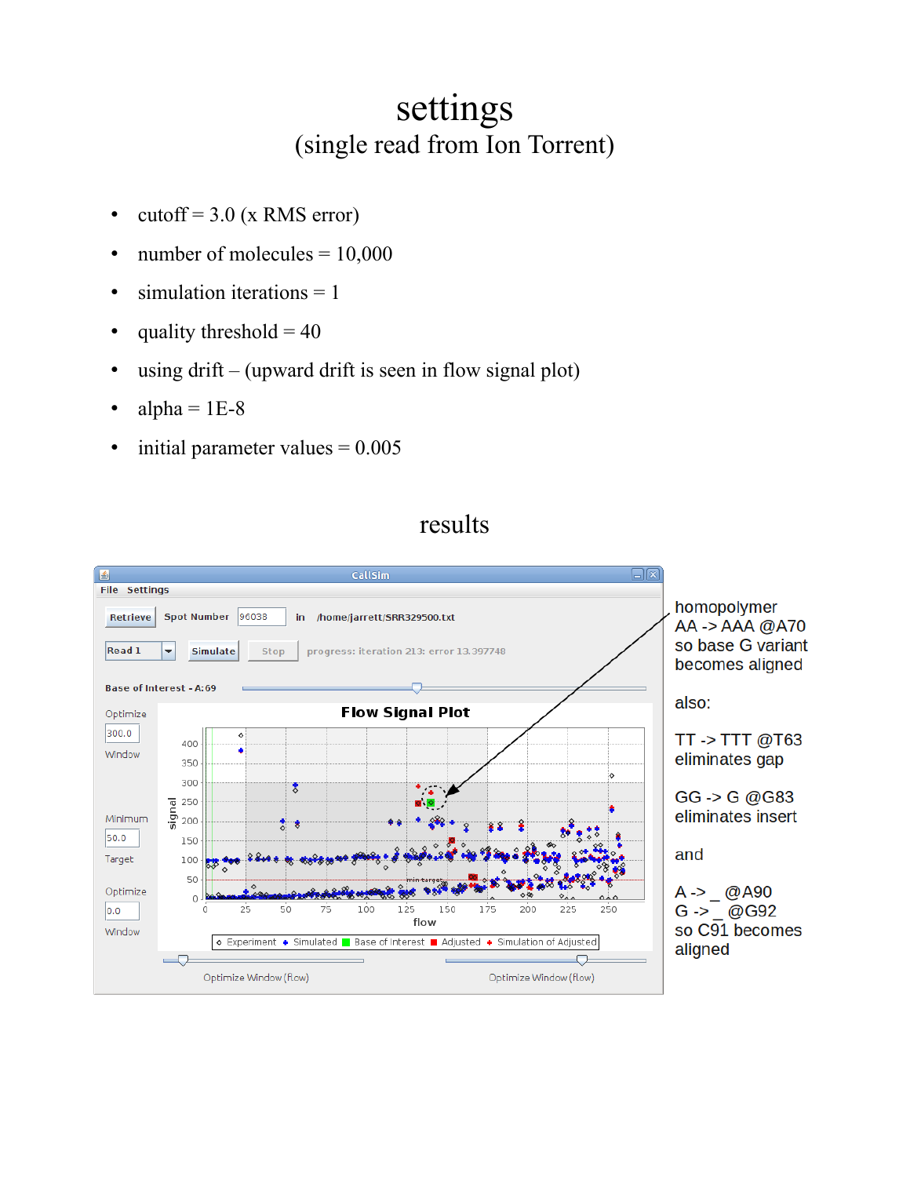# settings

## (single read from Ion Torrent)

- cutoff = 3.0 (x RMS error)
- number of molecules = 10,000
- simulation iterations = 1
- quality threshold = 40
- using drift – (upward drift is seen in flow signal plot)
- alpha = 1E-8
- initial parameter values = 0.005

# results

homopolymer
AA -> AAA @A70
so base G variant
becomes aligned

also:

TT -> TTT @T63
eliminates gap

GG -> G @G83
eliminates insert

and

A -> _ @A90
G -> _ @G92
so C91 becomes
aligned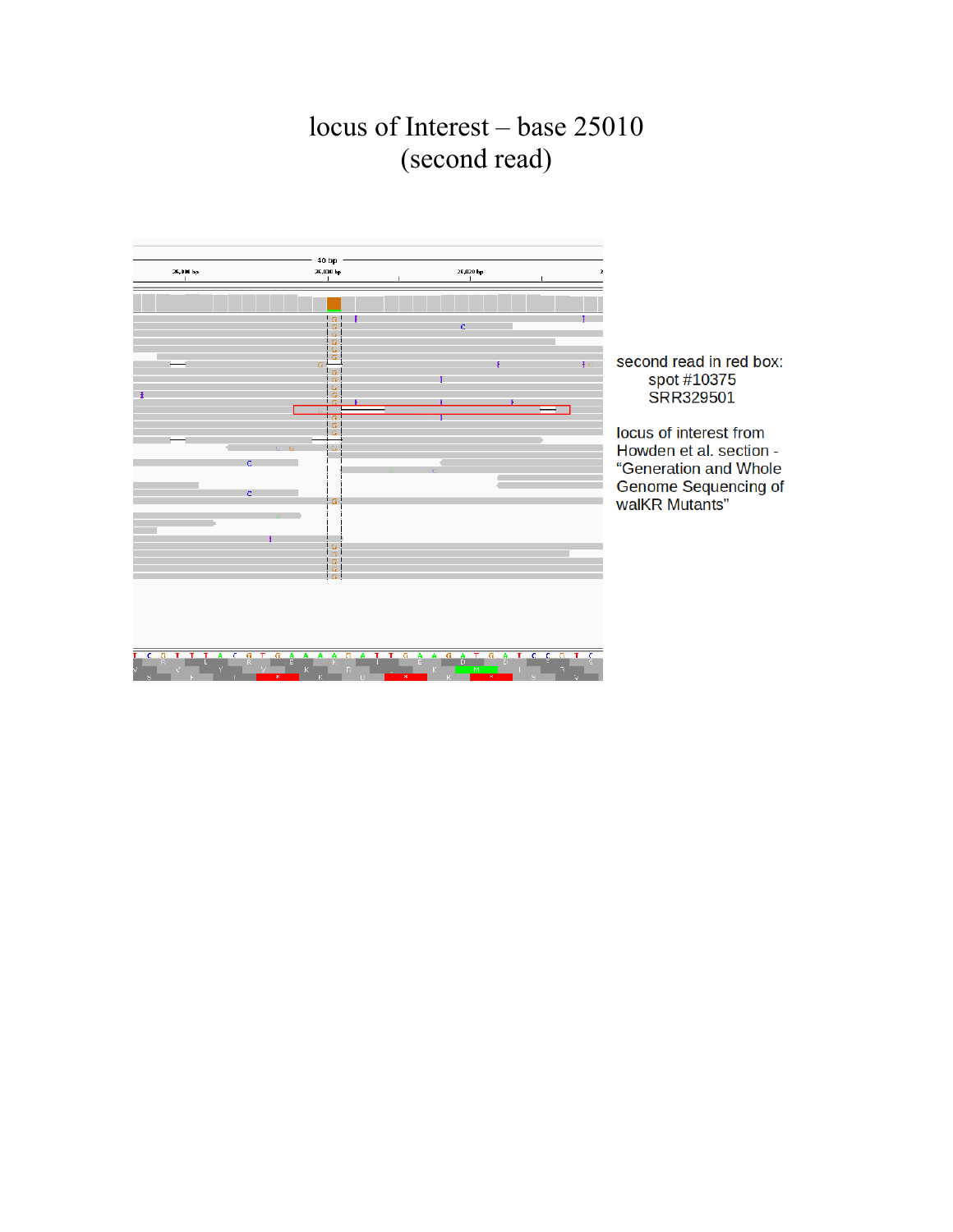# locus of Interest – base 25010
(second read)

second read in red box:
spot #10375
SRR329501

locus of interest from Howden et al. section - “Generation and Whole Genome Sequencing of walKR Mutants”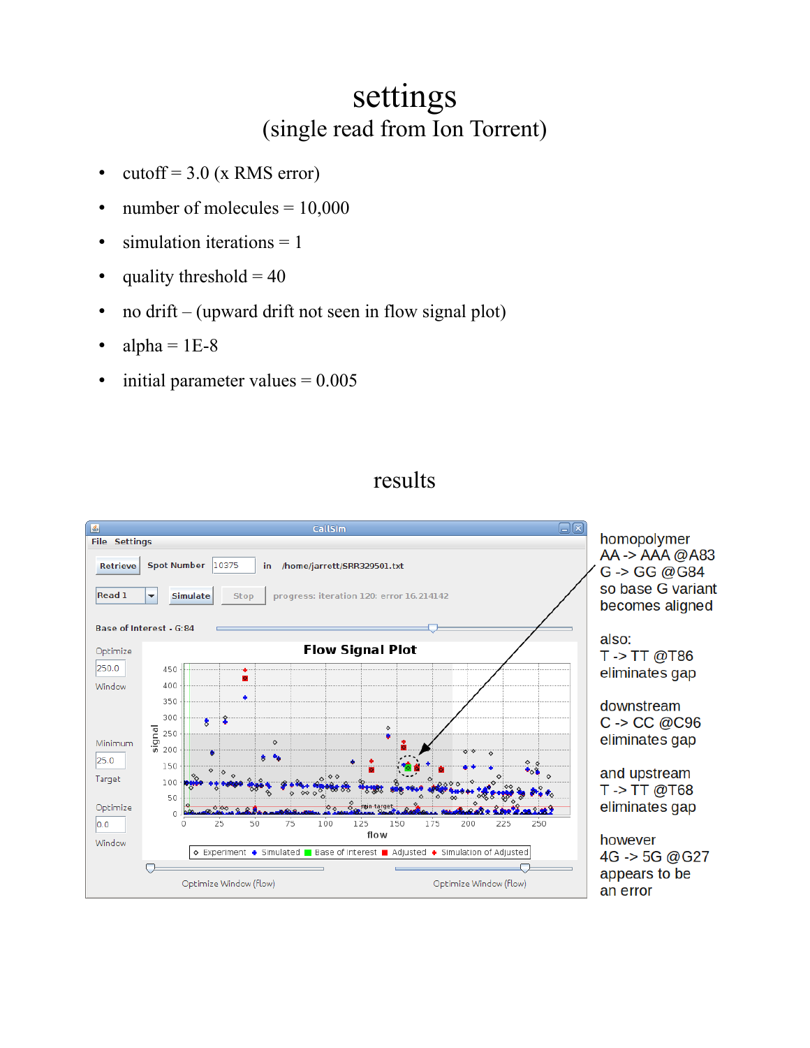# settings

## (single read from Ion Torrent)

- cutoff = 3.0 (x RMS error)
- number of molecules = 10,000
- simulation iterations = 1
- quality threshold = 40
- no drift – (upward drift not seen in flow signal plot)
- alpha = 1E-8
- initial parameter values = 0.005

# results

homopolymer
AA -> AAA @A83
G -> GG @G84
so base G variant
becomes aligned

also:
T -> TT @T86
eliminates gap

downstream
C -> CC @C96
eliminates gap

and upstream
T -> TT @T68
eliminates gap

however
4G -> 5G @G27
appears to be
an error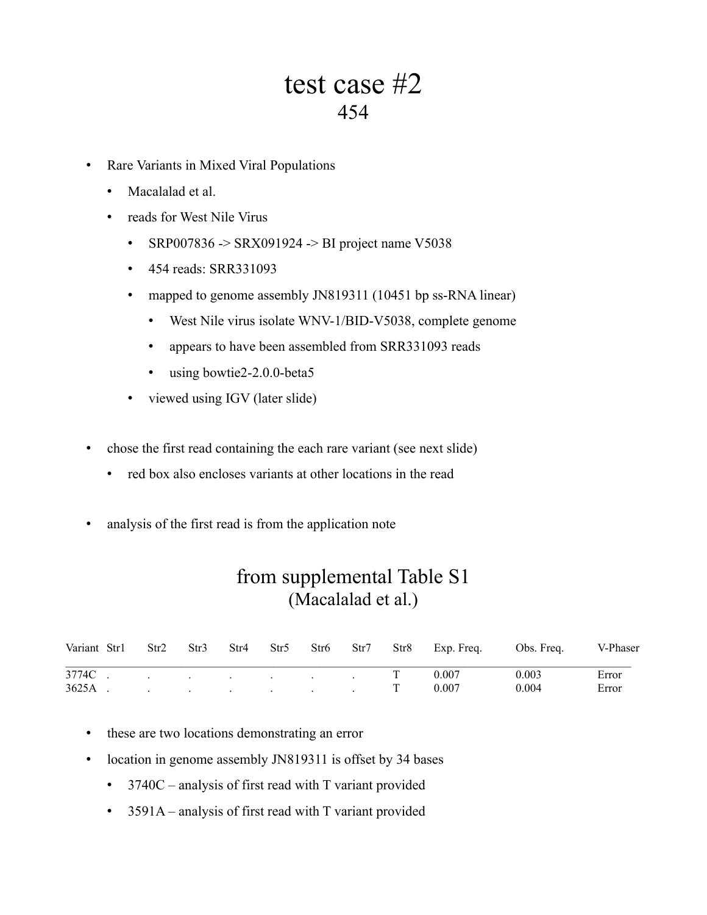# test case #2

## 454

- Rare Variants in Mixed Viral Populations
  - Macalalad et al.
  - reads for West Nile Virus
    - SRP007836 -> SRX091924 -> BI project name V5038
    - 454 reads: SRR331093
    - mapped to genome assembly JN819311 (10451 bp ss-RNA linear)
      - West Nile virus isolate WNV-1/BID-V5038, complete genome
      - appears to have been assembled from SRR331093 reads
      - using bowtie2-2.0.0-beta5
    - viewed using IGV (later slide)

- chose the first read containing the each rare variant (see next slide)
  - red box also encloses variants at other locations in the read

- analysis of the first read is from the application note

## from supplemental Table S1

### (Macalalad et al.)

| Variant | Str1 | Str2 | Str3 | Str4 | Str5 | Str6 | Str7 | Str8 | Exp. Freq. | Obs. Freq. | V-Phaser |
|---|---|---|---|---|---|---|---|---|---|---|---|
| 3774C | . | . | . | . | . | . | . | T | 0.007 | 0.003 | Error |
| 3625A | . | . | . | . | . | . | . | T | 0.007 | 0.004 | Error |

- these are two locations demonstrating an error
- location in genome assembly JN819311 is offset by 34 bases
  - 3740C – analysis of first read with T variant provided
  - 3591A – analysis of first read with T variant provided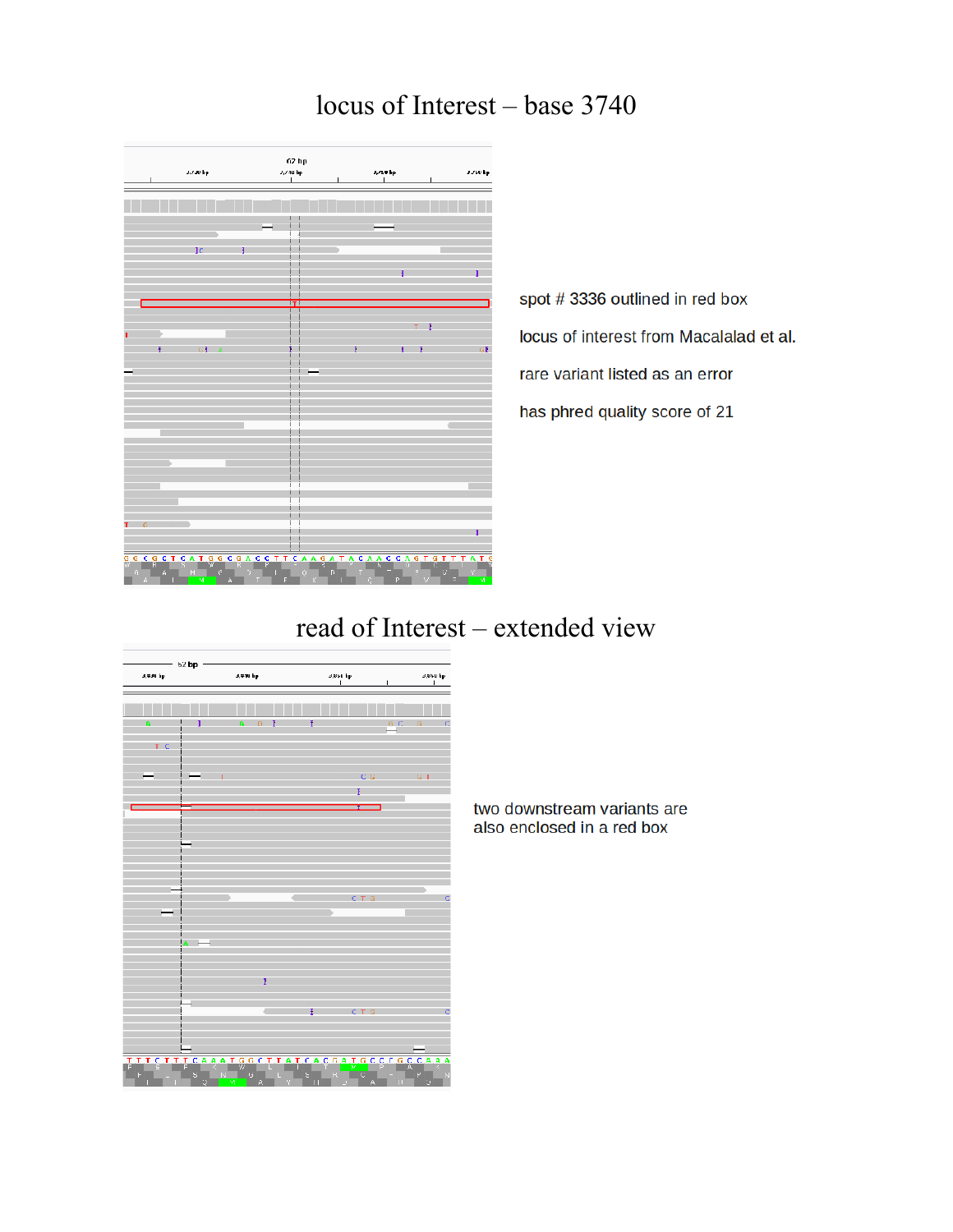# locus of Interest – base 3740

spot # 3336 outlined in red box

locus of interest from Macalalad et al.

rare variant listed as an error

has phred quality score of 21

# read of Interest – extended view

two downstream variants are also enclosed in a red box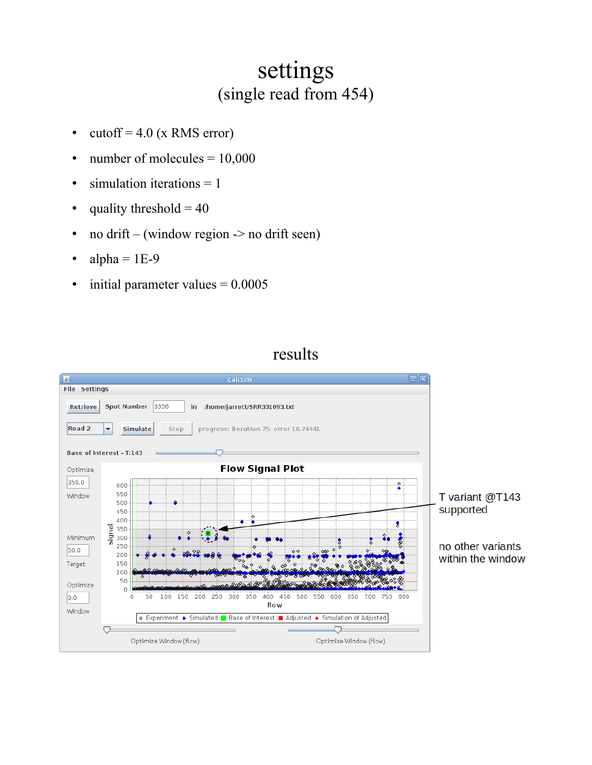# settings

## (single read from 454)

- cutoff = 4.0 (x RMS error)
- number of molecules = 10,000
- simulation iterations = 1
- quality threshold = 40
- no drift – (window region -> no drift seen)
- alpha = 1E-9
- initial parameter values = 0.0005

# results

T variant @T143 supported

no other variants within the window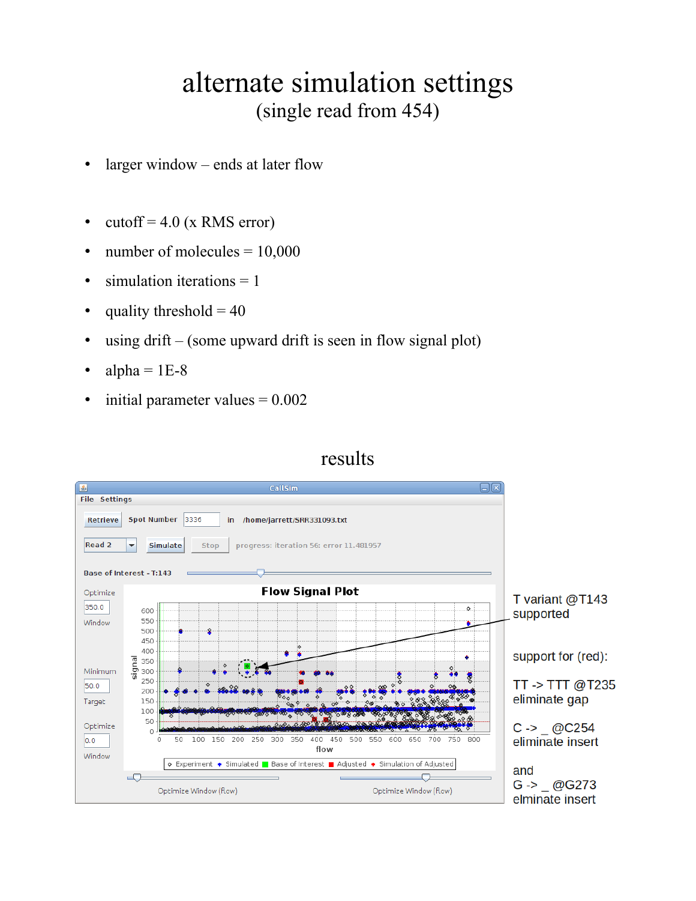# alternate simulation settings

## (single read from 454)

- larger window – ends at later flow

- cutoff = 4.0 (x RMS error)
- number of molecules = 10,000
- simulation iterations = 1
- quality threshold = 40
- using drift – (some upward drift is seen in flow signal plot)
- alpha = 1E-8
- initial parameter values = 0.002

## results

T variant @T143 supported

support for (red):

TT -> TTT @T235
eliminate gap

C -> _ @C254
eliminate insert

and
G -> _ @G273
elminate insert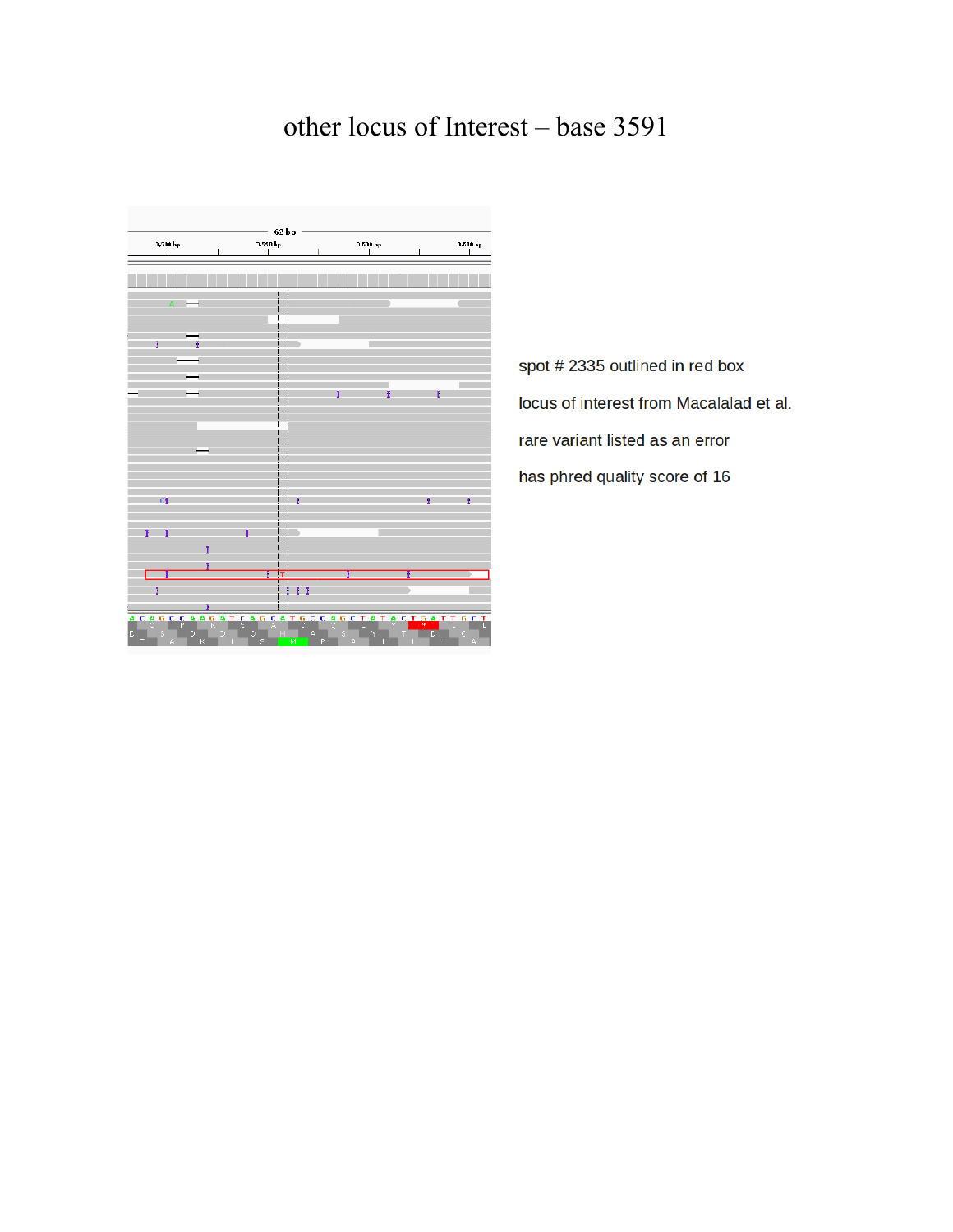# other locus of Interest – base 3591

spot # 2335 outlined in red box

locus of interest from Macalalad et al.

rare variant listed as an error

has phred quality score of 16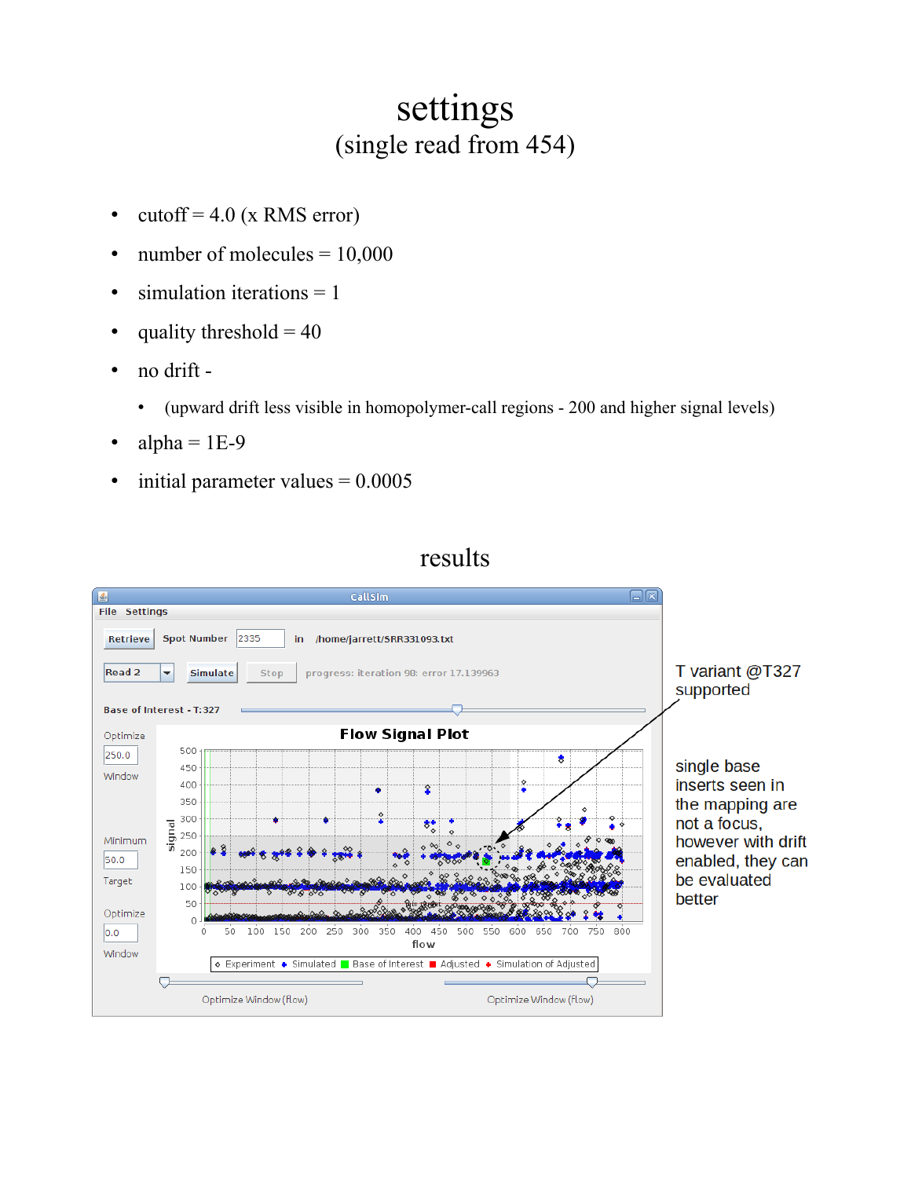# settings

## (single read from 454)

- cutoff = 4.0 (x RMS error)
- number of molecules = 10,000
- simulation iterations = 1
- quality threshold = 40
- no drift -
  - (upward drift less visible in homopolymer-call regions - 200 and higher signal levels)
- alpha = 1E-9
- initial parameter values = 0.0005

## results

T variant @T327 supported

single base inserts seen in the mapping are not a focus, however with drift enabled, they can be evaluated better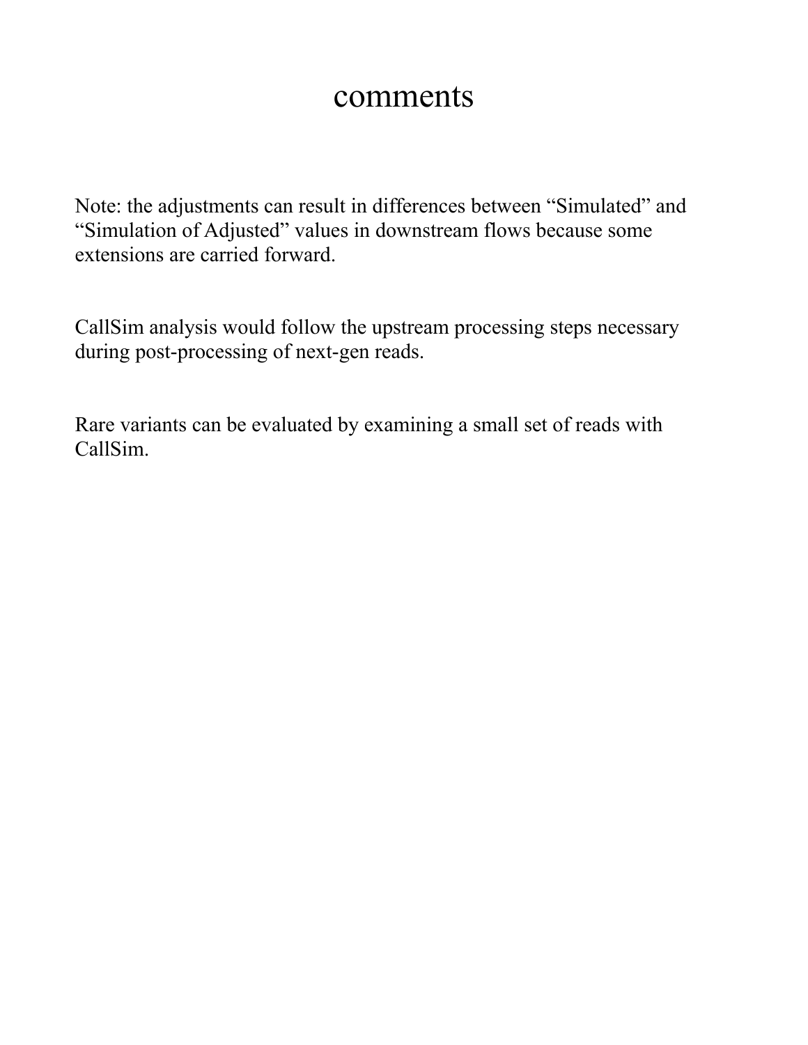# comments

Note: the adjustments can result in differences between “Simulated” and “Simulation of Adjusted” values in downstream flows because some extensions are carried forward.

CallSim analysis would follow the upstream processing steps necessary during post-processing of next-gen reads.

Rare variants can be evaluated by examining a small set of reads with CallSim.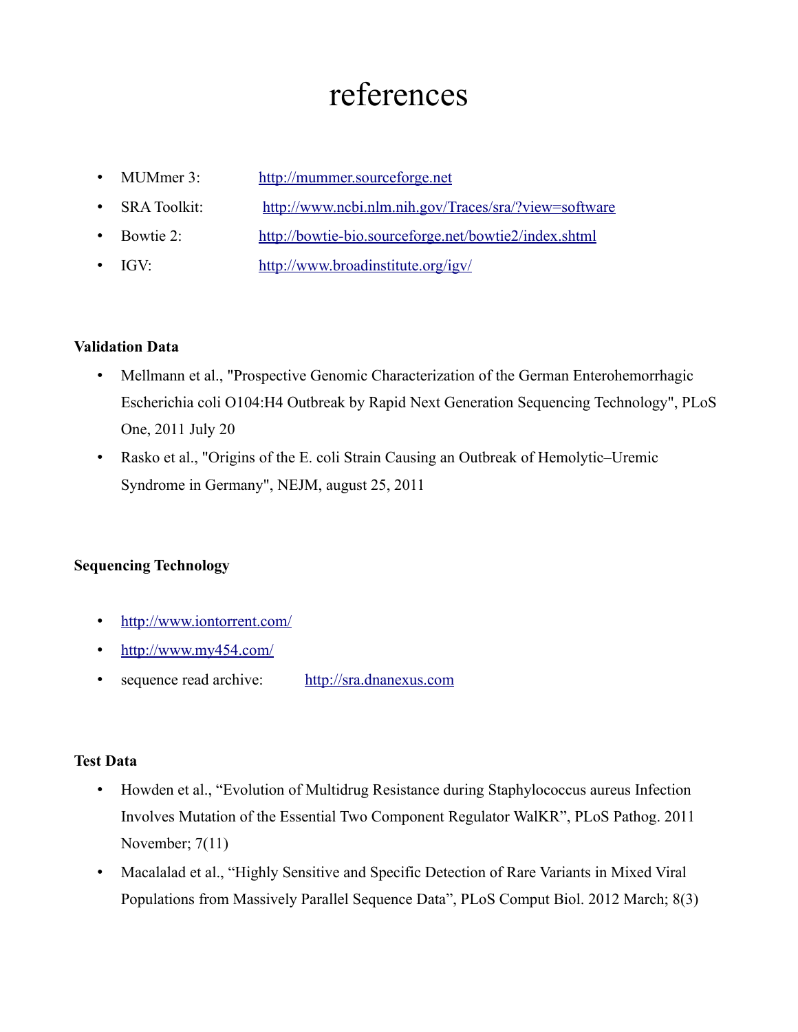# references

- MUMmer 3: http://mummer.sourceforge.net
- SRA Toolkit: http://www.ncbi.nlm.nih.gov/Traces/sra/?view=software
- Bowtie 2: http://bowtie-bio.sourceforge.net/bowtie2/index.shtml
- IGV: http://www.broadinstitute.org/igv/

**Validation Data**

- Mellmann et al., "Prospective Genomic Characterization of the German Enterohemorrhagic Escherichia coli O104:H4 Outbreak by Rapid Next Generation Sequencing Technology", PLoS One, 2011 July 20
- Rasko et al., "Origins of the E. coli Strain Causing an Outbreak of Hemolytic–Uremic Syndrome in Germany", NEJM, august 25, 2011

**Sequencing Technology**

- http://www.iontorrent.com/
- http://www.my454.com/
- sequence read archive: http://sra.dnanexus.com

**Test Data**

- Howden et al., "Evolution of Multidrug Resistance during Staphylococcus aureus Infection Involves Mutation of the Essential Two Component Regulator WalKR", PLoS Pathog. 2011 November; 7(11)
- Macalalad et al., "Highly Sensitive and Specific Detection of Rare Variants in Mixed Viral Populations from Massively Parallel Sequence Data", PLoS Comput Biol. 2012 March; 8(3)